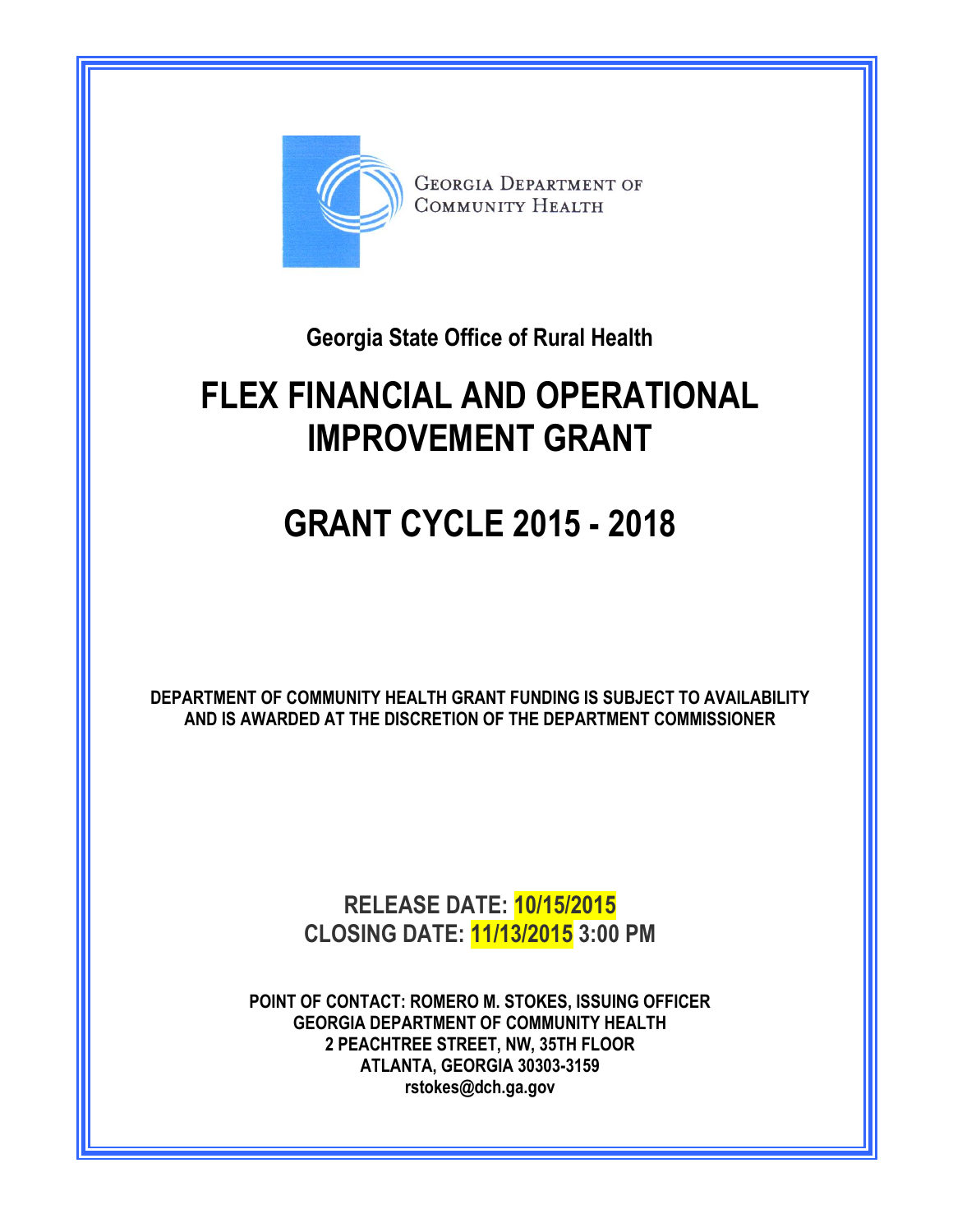GEORGIA DEPARTMENT OF COMMUNITY HEALTH

**Georgia State Office of Rural Health**

# FLEX FINANCIAL AND OPERATIONAL IMPROVEMENT GRANT

# GRANT CYCLE 2015 - 2018

**DEPARTMENT OF COMMUNITY HEALTH GRANT FUNDING IS SUBJECT TO AVAILABILITY AND IS AWARDED AT THE DISCRETION OF THE DEPARTMENT COMMISSIONER**

**RELEASE DATE: 10/15/2015**
**CLOSING DATE: 11/13/2015 3:00 PM**

**POINT OF CONTACT: ROMERO M. STOKES, ISSUING OFFICER**
**GEORGIA DEPARTMENT OF COMMUNITY HEALTH**
**2 PEACHTREE STREET, NW, 35TH FLOOR**
**ATLANTA, GEORGIA 30303-3159**
**rstokes@dch.ga.gov**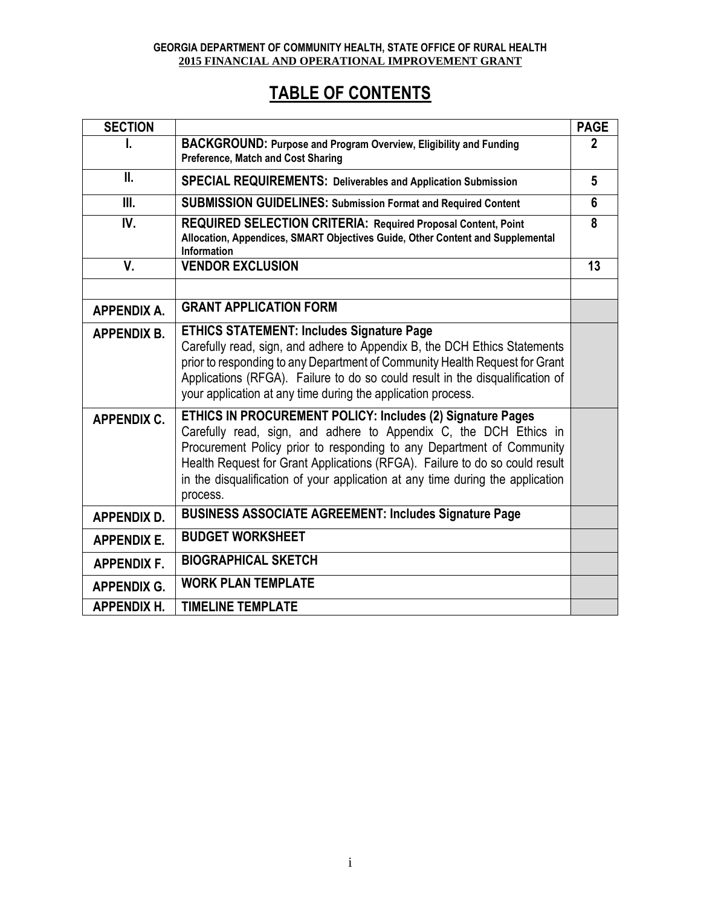# TABLE OF CONTENTS

| SECTION | | PAGE |
|---|---|---|
| I. | **BACKGROUND:** **Purpose and Program Overview, Eligibility and Funding Preference, Match and Cost Sharing** | 2 |
| II. | **SPECIAL REQUIREMENTS:** **Deliverables and Application Submission** | 5 |
| III. | **SUBMISSION GUIDELINES:** **Submission Format and Required Content** | 6 |
| IV. | **REQUIRED SELECTION CRITERIA:** **Required Proposal Content, Point Allocation, Appendices, SMART Objectives Guide, Other Content and Supplemental Information** | 8 |
| V. | **VENDOR EXCLUSION** | 13 |
| | | |
| **APPENDIX A.** | **GRANT APPLICATION FORM** | |
| **APPENDIX B.** | **ETHICS STATEMENT: Includes Signature Page** Carefully read, sign, and adhere to Appendix B, the DCH Ethics Statements prior to responding to any Department of Community Health Request for Grant Applications (RFGA). Failure to do so could result in the disqualification of your application at any time during the application process. | |
| **APPENDIX C.** | **ETHICS IN PROCUREMENT POLICY: Includes (2) Signature Pages** Carefully read, sign, and adhere to Appendix C, the DCH Ethics in Procurement Policy prior to responding to any Department of Community Health Request for Grant Applications (RFGA). Failure to do so could result in the disqualification of your application at any time during the application process. | |
| **APPENDIX D.** | **BUSINESS ASSOCIATE AGREEMENT: Includes Signature Page** | |
| **APPENDIX E.** | **BUDGET WORKSHEET** | |
| **APPENDIX F.** | **BIOGRAPHICAL SKETCH** | |
| **APPENDIX G.** | **WORK PLAN TEMPLATE** | |
| **APPENDIX H.** | **TIMELINE TEMPLATE** | |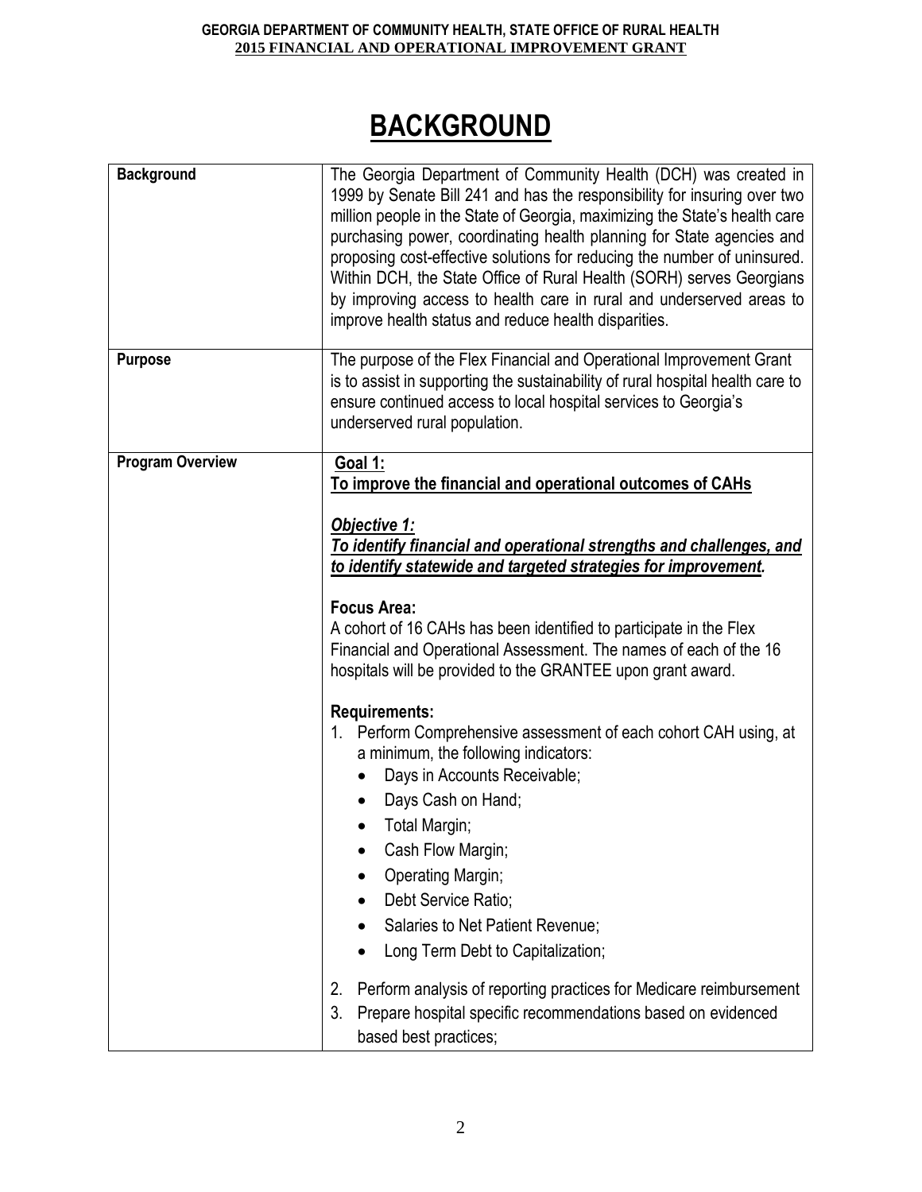# BACKGROUND

| | |
|---|---|
| **Background** | The Georgia Department of Community Health (DCH) was created in 1999 by Senate Bill 241 and has the responsibility for insuring over two million people in the State of Georgia, maximizing the State's health care purchasing power, coordinating health planning for State agencies and proposing cost-effective solutions for reducing the number of uninsured. Within DCH, the State Office of Rural Health (SORH) serves Georgians by improving access to health care in rural and underserved areas to improve health status and reduce health disparities. |
| **Purpose** | The purpose of the Flex Financial and Operational Improvement Grant is to assist in supporting the sustainability of rural hospital health care to ensure continued access to local hospital services to Georgia's underserved rural population. |
| **Program Overview** | **Goal 1:** **To improve the financial and operational outcomes of CAHs**<br><br>***Objective 1:*** ***To identify financial and operational strengths and challenges, and to identify statewide and targeted strategies for improvement.***<br><br>**Focus Area:**<br>A cohort of 16 CAHs has been identified to participate in the Flex Financial and Operational Assessment. The names of each of the 16 hospitals will be provided to the GRANTEE upon grant award.<br><br>**Requirements:**<br>1. Perform Comprehensive assessment of each cohort CAH using, at a minimum, the following indicators:<br>• Days in Accounts Receivable;<br>• Days Cash on Hand;<br>• Total Margin;<br>• Cash Flow Margin;<br>• Operating Margin;<br>• Debt Service Ratio;<br>• Salaries to Net Patient Revenue;<br>• Long Term Debt to Capitalization;<br><br>2. Perform analysis of reporting practices for Medicare reimbursement<br>3. Prepare hospital specific recommendations based on evidenced based best practices; |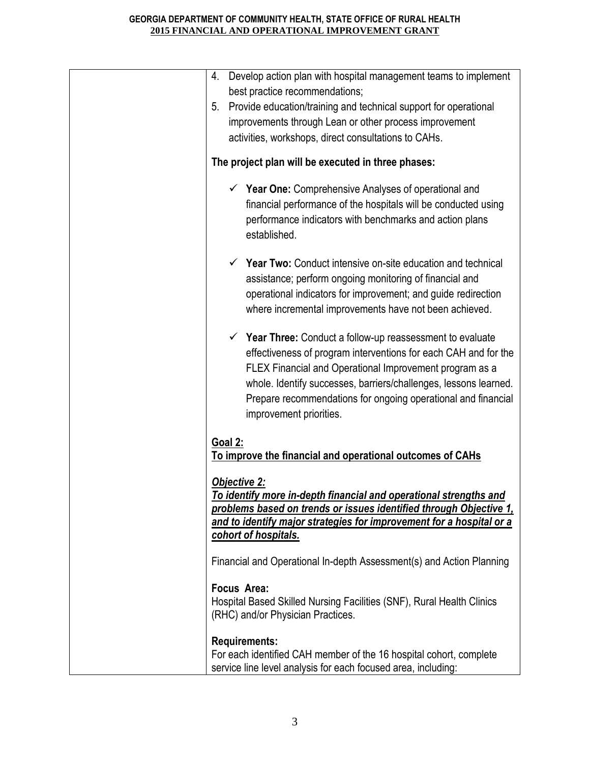| | 4. Develop action plan with hospital management teams to implement best practice recommendations;<br>5. Provide education/training and technical support for operational improvements through Lean or other process improvement activities, workshops, direct consultations to CAHs.<br><br>**The project plan will be executed in three phases:**<br><br>✓ **Year One:** Comprehensive Analyses of operational and financial performance of the hospitals will be conducted using performance indicators with benchmarks and action plans established.<br><br>✓ **Year Two:** Conduct intensive on-site education and technical assistance; perform ongoing monitoring of financial and operational indicators for improvement; and guide redirection where incremental improvements have not been achieved.<br><br>✓ **Year Three:** Conduct a follow-up reassessment to evaluate effectiveness of program interventions for each CAH and for the FLEX Financial and Operational Improvement program as a whole. Identify successes, barriers/challenges, lessons learned. Prepare recommendations for ongoing operational and financial improvement priorities.<br><br>**<u>Goal 2:</u>**<br>**<u>To improve the financial and operational outcomes of CAHs</u>**<br><br>***<u>Objective 2:</u>***<br>***<u>To identify more in-depth financial and operational strengths and problems based on trends or issues identified through Objective 1, and to identify major strategies for improvement for a hospital or a cohort of hospitals.</u>***<br><br>Financial and Operational In-depth Assessment(s) and Action Planning<br><br>**Focus Area:**<br>Hospital Based Skilled Nursing Facilities (SNF), Rural Health Clinics (RHC) and/or Physician Practices.<br><br>**Requirements:**<br>For each identified CAH member of the 16 hospital cohort, complete service line level analysis for each focused area, including: |
|---|---|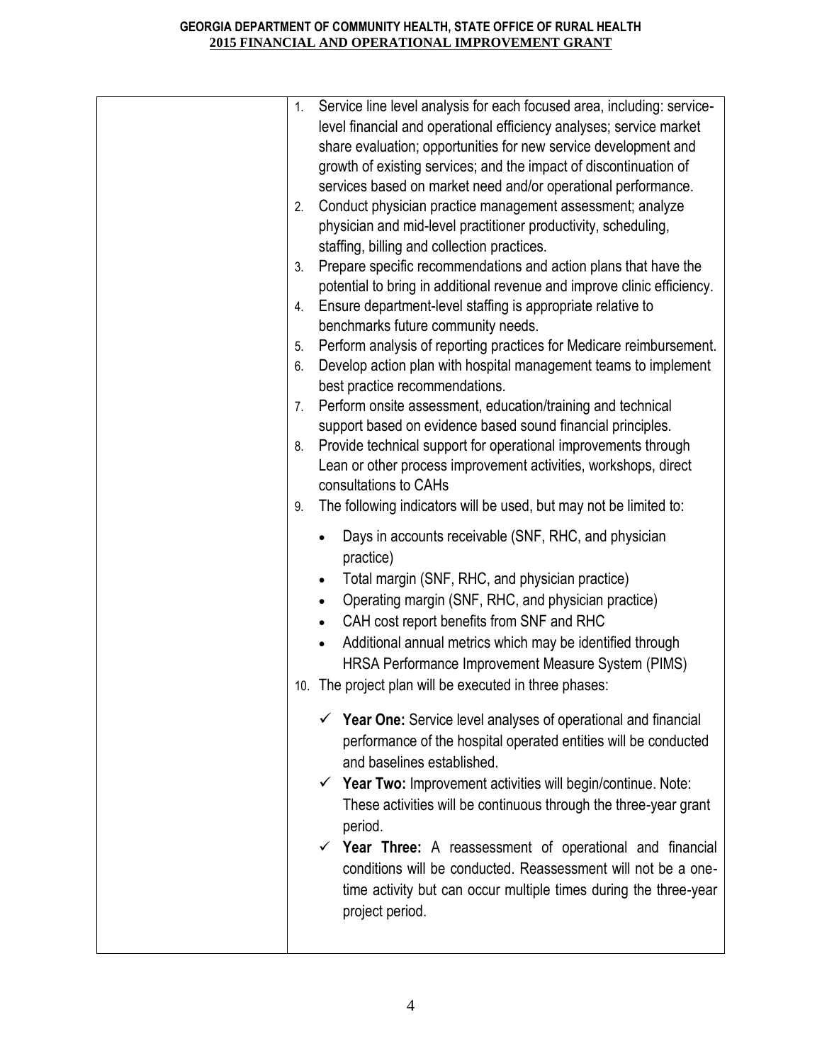| | 1. Service line level analysis for each focused area, including: service-level financial and operational efficiency analyses; service market share evaluation; opportunities for new service development and growth of existing services; and the impact of discontinuation of services based on market need and/or operational performance.<br>2. Conduct physician practice management assessment; analyze physician and mid-level practitioner productivity, scheduling, staffing, billing and collection practices.<br>3. Prepare specific recommendations and action plans that have the potential to bring in additional revenue and improve clinic efficiency.<br>4. Ensure department-level staffing is appropriate relative to benchmarks future community needs.<br>5. Perform analysis of reporting practices for Medicare reimbursement.<br>6. Develop action plan with hospital management teams to implement best practice recommendations.<br>7. Perform onsite assessment, education/training and technical support based on evidence based sound financial principles.<br>8. Provide technical support for operational improvements through Lean or other process improvement activities, workshops, direct consultations to CAHs<br>9. The following indicators will be used, but may not be limited to:<br>• Days in accounts receivable (SNF, RHC, and physician practice)<br>• Total margin (SNF, RHC, and physician practice)<br>• Operating margin (SNF, RHC, and physician practice)<br>• CAH cost report benefits from SNF and RHC<br>• Additional annual metrics which may be identified through HRSA Performance Improvement Measure System (PIMS)<br>10. The project plan will be executed in three phases:<br>✓ **Year One:** Service level analyses of operational and financial performance of the hospital operated entities will be conducted and baselines established.<br>✓ **Year Two:** Improvement activities will begin/continue. Note: These activities will be continuous through the three-year grant period.<br>✓ **Year Three:** A reassessment of operational and financial conditions will be conducted. Reassessment will not be a one-time activity but can occur multiple times during the three-year project period. |
|---|---|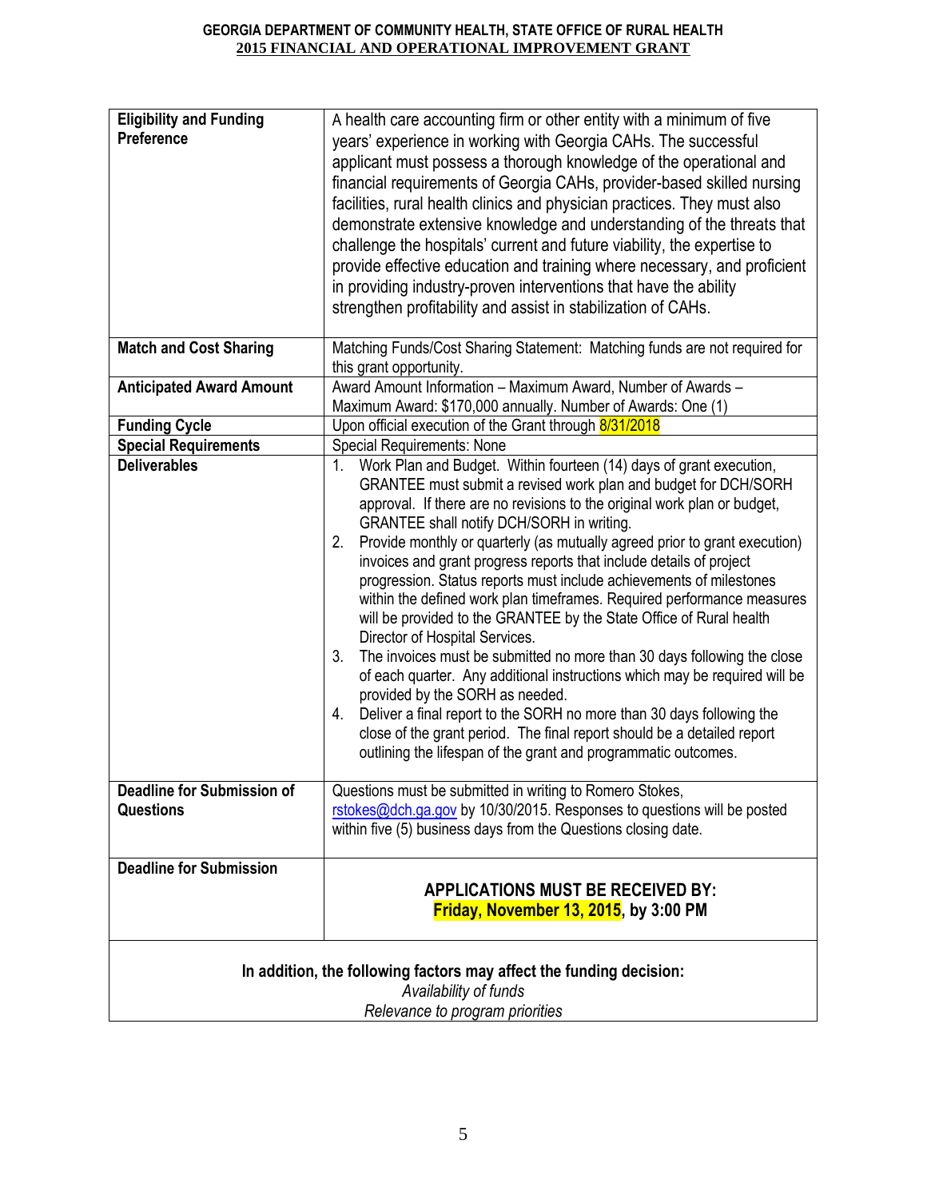| Eligibility and Funding Preference | A health care accounting firm or other entity with a minimum of five years' experience in working with Georgia CAHs. The successful applicant must possess a thorough knowledge of the operational and financial requirements of Georgia CAHs, provider-based skilled nursing facilities, rural health clinics and physician practices. They must also demonstrate extensive knowledge and understanding of the threats that challenge the hospitals' current and future viability, the expertise to provide effective education and training where necessary, and proficient in providing industry-proven interventions that have the ability strengthen profitability and assist in stabilization of CAHs. |
|---|---|
| **Match and Cost Sharing** | Matching Funds/Cost Sharing Statement: Matching funds are not required for this grant opportunity. |
| **Anticipated Award Amount** | Award Amount Information – Maximum Award, Number of Awards – Maximum Award: $170,000 annually. Number of Awards: One (1) |
| **Funding Cycle** | Upon official execution of the Grant through 8/31/2018 |
| **Special Requirements** | Special Requirements: None |
| **Deliverables** | 1. Work Plan and Budget. Within fourteen (14) days of grant execution, GRANTEE must submit a revised work plan and budget for DCH/SORH approval. If there are no revisions to the original work plan or budget, GRANTEE shall notify DCH/SORH in writing.<br>2. Provide monthly or quarterly (as mutually agreed prior to grant execution) invoices and grant progress reports that include details of project progression. Status reports must include achievements of milestones within the defined work plan timeframes. Required performance measures will be provided to the GRANTEE by the State Office of Rural health Director of Hospital Services.<br>3. The invoices must be submitted no more than 30 days following the close of each quarter. Any additional instructions which may be required will be provided by the SORH as needed.<br>4. Deliver a final report to the SORH no more than 30 days following the close of the grant period. The final report should be a detailed report outlining the lifespan of the grant and programmatic outcomes. |
| **Deadline for Submission of Questions** | Questions must be submitted in writing to Romero Stokes, rstokes@dch.ga.gov by 10/30/2015. Responses to questions will be posted within five (5) business days from the Questions closing date. |
| **Deadline for Submission** | **APPLICATIONS MUST BE RECEIVED BY: Friday, November 13, 2015, by 3:00 PM** |

**In addition, the following factors may affect the funding decision:**

*Availability of funds*

*Relevance to program priorities*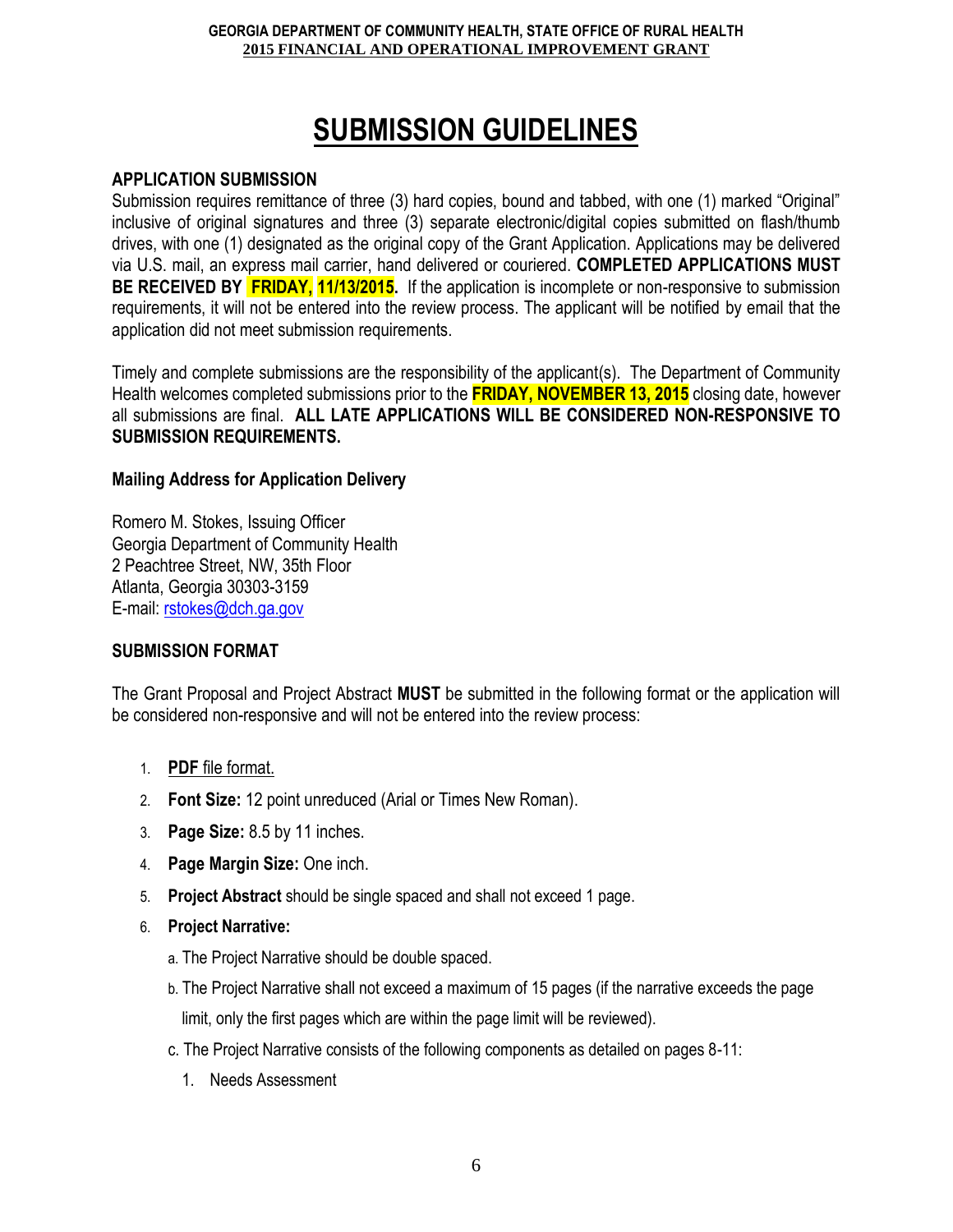# SUBMISSION GUIDELINES

## APPLICATION SUBMISSION

Submission requires remittance of three (3) hard copies, bound and tabbed, with one (1) marked "Original" inclusive of original signatures and three (3) separate electronic/digital copies submitted on flash/thumb drives, with one (1) designated as the original copy of the Grant Application. Applications may be delivered via U.S. mail, an express mail carrier, hand delivered or couriered. **COMPLETED APPLICATIONS MUST BE RECEIVED BY FRIDAY, 11/13/2015.** If the application is incomplete or non-responsive to submission requirements, it will not be entered into the review process. The applicant will be notified by email that the application did not meet submission requirements.

Timely and complete submissions are the responsibility of the applicant(s). The Department of Community Health welcomes completed submissions prior to the **FRIDAY, NOVEMBER 13, 2015** closing date, however all submissions are final. **ALL LATE APPLICATIONS WILL BE CONSIDERED NON-RESPONSIVE TO SUBMISSION REQUIREMENTS.**

### Mailing Address for Application Delivery

Romero M. Stokes, Issuing Officer
Georgia Department of Community Health
2 Peachtree Street, NW, 35th Floor
Atlanta, Georgia 30303-3159
E-mail: rstokes@dch.ga.gov

## SUBMISSION FORMAT

The Grant Proposal and Project Abstract **MUST** be submitted in the following format or the application will be considered non-responsive and will not be entered into the review process:

1. **PDF** file format.
2. **Font Size:** 12 point unreduced (Arial or Times New Roman).
3. **Page Size:** 8.5 by 11 inches.
4. **Page Margin Size:** One inch.
5. **Project Abstract** should be single spaced and shall not exceed 1 page.
6. **Project Narrative:**
   a. The Project Narrative should be double spaced.
   b. The Project Narrative shall not exceed a maximum of 15 pages (if the narrative exceeds the page limit, only the first pages which are within the page limit will be reviewed).
   c. The Project Narrative consists of the following components as detailed on pages 8-11:
      1. Needs Assessment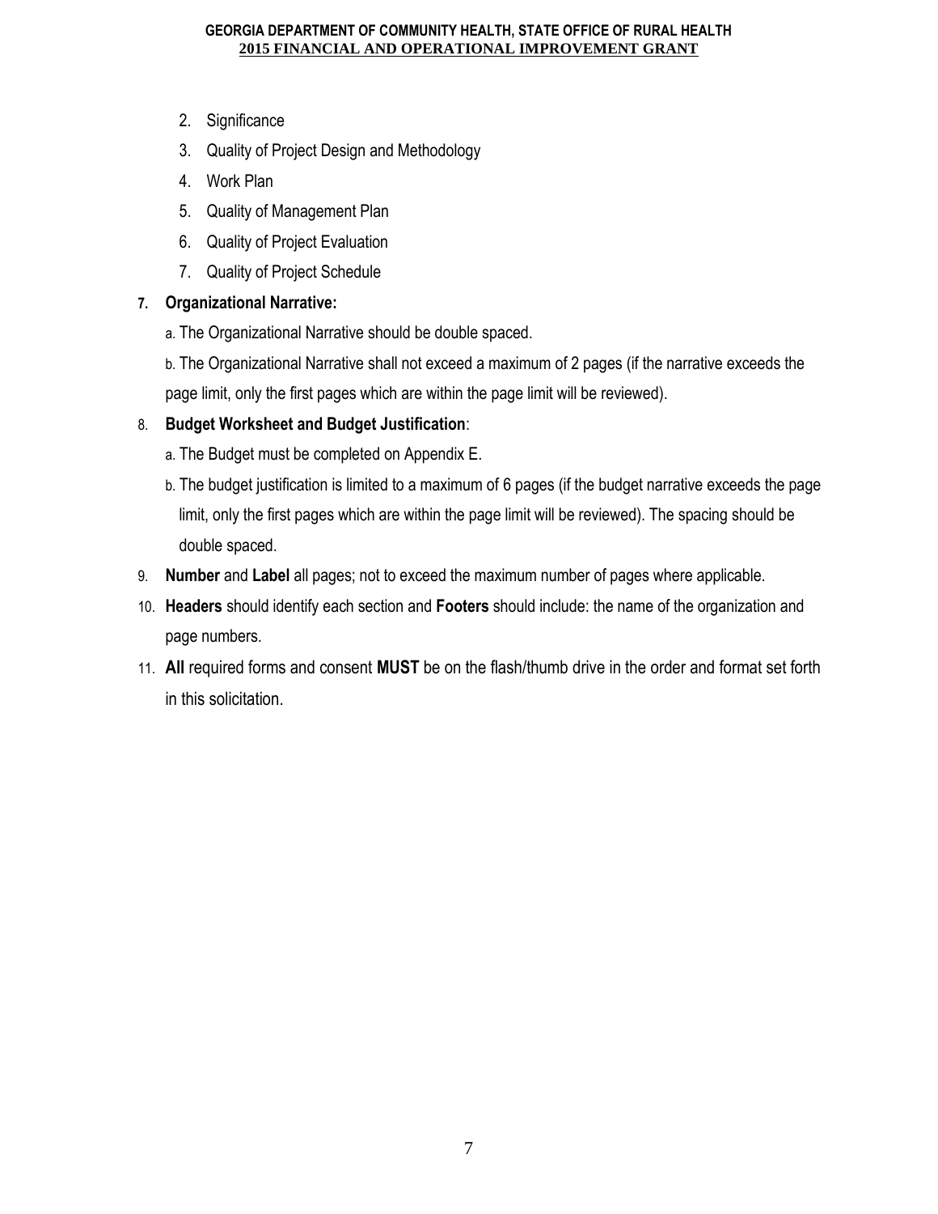2. Significance
3. Quality of Project Design and Methodology
4. Work Plan
5. Quality of Management Plan
6. Quality of Project Evaluation
7. Quality of Project Schedule

7. **Organizational Narrative:**

   a. The Organizational Narrative should be double spaced.

   b. The Organizational Narrative shall not exceed a maximum of 2 pages (if the narrative exceeds the page limit, only the first pages which are within the page limit will be reviewed).

8. **Budget Worksheet and Budget Justification**:

   a. The Budget must be completed on Appendix E.

   b. The budget justification is limited to a maximum of 6 pages (if the budget narrative exceeds the page limit, only the first pages which are within the page limit will be reviewed). The spacing should be double spaced.

9. **Number** and **Label** all pages; not to exceed the maximum number of pages where applicable.

10. **Headers** should identify each section and **Footers** should include: the name of the organization and page numbers.

11. **All** required forms and consent **MUST** be on the flash/thumb drive in the order and format set forth in this solicitation.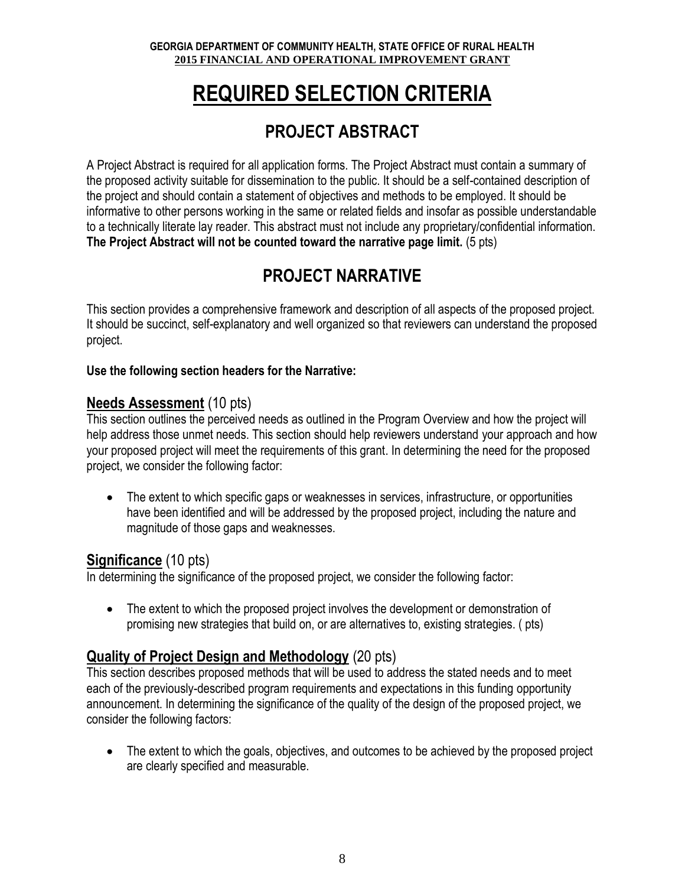# REQUIRED SELECTION CRITERIA

## PROJECT ABSTRACT

A Project Abstract is required for all application forms. The Project Abstract must contain a summary of the proposed activity suitable for dissemination to the public. It should be a self-contained description of the project and should contain a statement of objectives and methods to be employed. It should be informative to other persons working in the same or related fields and insofar as possible understandable to a technically literate lay reader. This abstract must not include any proprietary/confidential information. **The Project Abstract will not be counted toward the narrative page limit.** (5 pts)

## PROJECT NARRATIVE

This section provides a comprehensive framework and description of all aspects of the proposed project. It should be succinct, self-explanatory and well organized so that reviewers can understand the proposed project.

**Use the following section headers for the Narrative:**

### Needs Assessment (10 pts)

This section outlines the perceived needs as outlined in the Program Overview and how the project will help address those unmet needs. This section should help reviewers understand your approach and how your proposed project will meet the requirements of this grant. In determining the need for the proposed project, we consider the following factor:

- The extent to which specific gaps or weaknesses in services, infrastructure, or opportunities have been identified and will be addressed by the proposed project, including the nature and magnitude of those gaps and weaknesses.

### Significance (10 pts)

In determining the significance of the proposed project, we consider the following factor:

- The extent to which the proposed project involves the development or demonstration of promising new strategies that build on, or are alternatives to, existing strategies. ( pts)

### Quality of Project Design and Methodology (20 pts)

This section describes proposed methods that will be used to address the stated needs and to meet each of the previously-described program requirements and expectations in this funding opportunity announcement. In determining the significance of the quality of the design of the proposed project, we consider the following factors:

- The extent to which the goals, objectives, and outcomes to be achieved by the proposed project are clearly specified and measurable.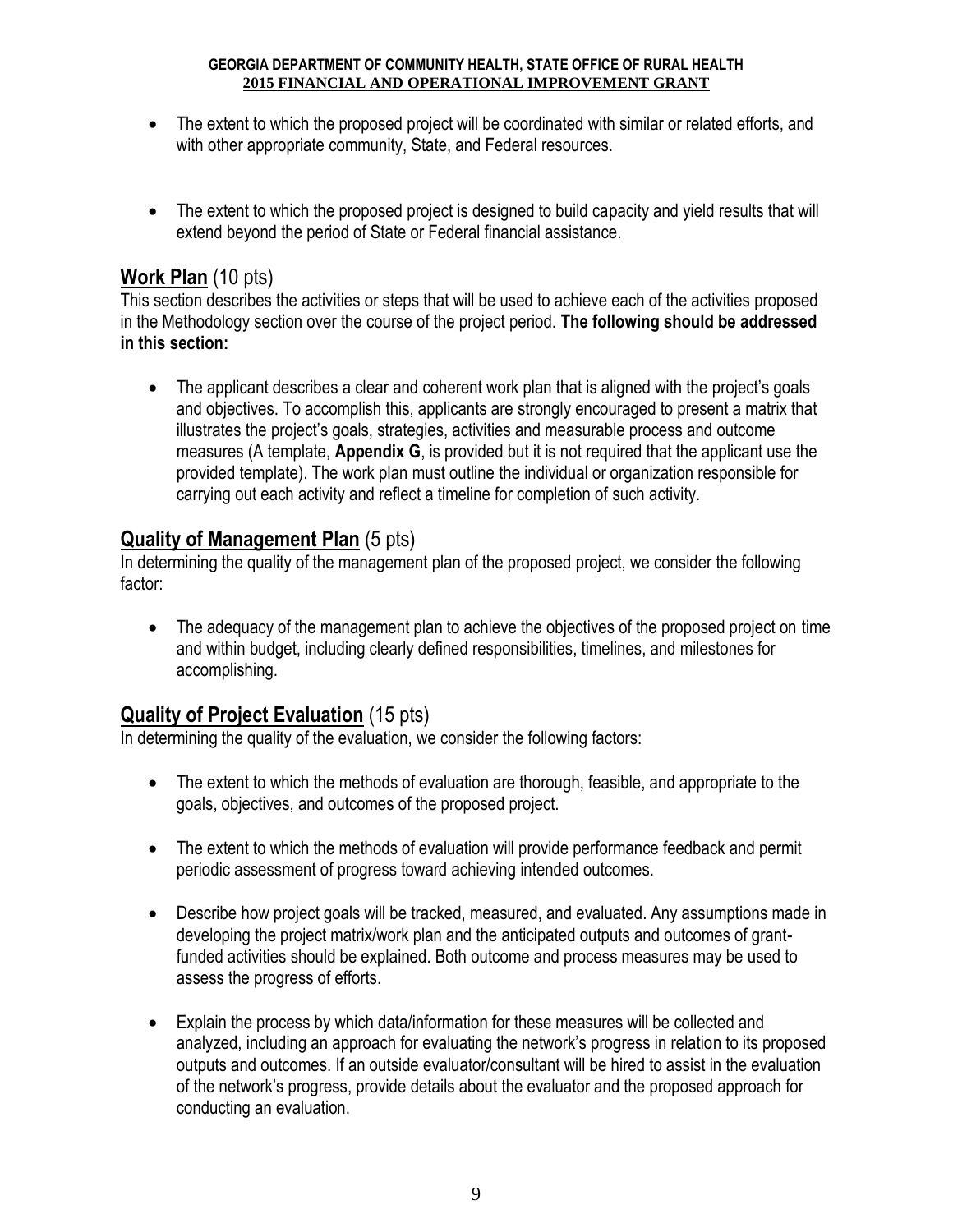- The extent to which the proposed project will be coordinated with similar or related efforts, and with other appropriate community, State, and Federal resources.

- The extent to which the proposed project is designed to build capacity and yield results that will extend beyond the period of State or Federal financial assistance.

## **Work Plan** (10 pts)

This section describes the activities or steps that will be used to achieve each of the activities proposed in the Methodology section over the course of the project period. **The following should be addressed in this section:**

- The applicant describes a clear and coherent work plan that is aligned with the project's goals and objectives. To accomplish this, applicants are strongly encouraged to present a matrix that illustrates the project's goals, strategies, activities and measurable process and outcome measures (A template, **Appendix G**, is provided but it is not required that the applicant use the provided template). The work plan must outline the individual or organization responsible for carrying out each activity and reflect a timeline for completion of such activity.

## **Quality of Management Plan** (5 pts)

In determining the quality of the management plan of the proposed project, we consider the following factor:

- The adequacy of the management plan to achieve the objectives of the proposed project on time and within budget, including clearly defined responsibilities, timelines, and milestones for accomplishing.

## **Quality of Project Evaluation** (15 pts)

In determining the quality of the evaluation, we consider the following factors:

- The extent to which the methods of evaluation are thorough, feasible, and appropriate to the goals, objectives, and outcomes of the proposed project.

- The extent to which the methods of evaluation will provide performance feedback and permit periodic assessment of progress toward achieving intended outcomes.

- Describe how project goals will be tracked, measured, and evaluated. Any assumptions made in developing the project matrix/work plan and the anticipated outputs and outcomes of grant-funded activities should be explained. Both outcome and process measures may be used to assess the progress of efforts.

- Explain the process by which data/information for these measures will be collected and analyzed, including an approach for evaluating the network's progress in relation to its proposed outputs and outcomes. If an outside evaluator/consultant will be hired to assist in the evaluation of the network's progress, provide details about the evaluator and the proposed approach for conducting an evaluation.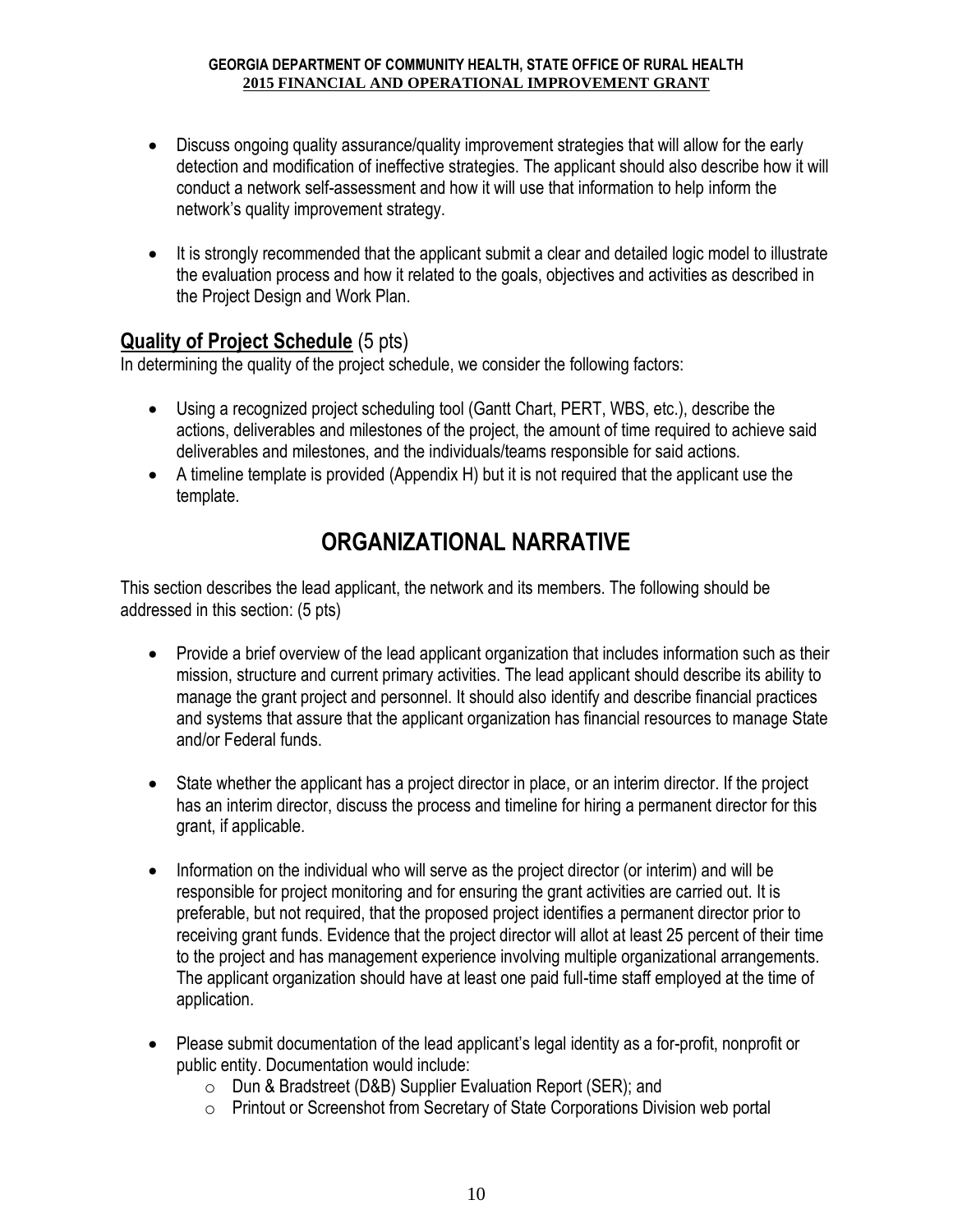- Discuss ongoing quality assurance/quality improvement strategies that will allow for the early detection and modification of ineffective strategies. The applicant should also describe how it will conduct a network self-assessment and how it will use that information to help inform the network's quality improvement strategy.

- It is strongly recommended that the applicant submit a clear and detailed logic model to illustrate the evaluation process and how it related to the goals, objectives and activities as described in the Project Design and Work Plan.

## Quality of Project Schedule (5 pts)

In determining the quality of the project schedule, we consider the following factors:

- Using a recognized project scheduling tool (Gantt Chart, PERT, WBS, etc.), describe the actions, deliverables and milestones of the project, the amount of time required to achieve said deliverables and milestones, and the individuals/teams responsible for said actions.
- A timeline template is provided (Appendix H) but it is not required that the applicant use the template.

# ORGANIZATIONAL NARRATIVE

This section describes the lead applicant, the network and its members. The following should be addressed in this section: (5 pts)

- Provide a brief overview of the lead applicant organization that includes information such as their mission, structure and current primary activities. The lead applicant should describe its ability to manage the grant project and personnel. It should also identify and describe financial practices and systems that assure that the applicant organization has financial resources to manage State and/or Federal funds.

- State whether the applicant has a project director in place, or an interim director. If the project has an interim director, discuss the process and timeline for hiring a permanent director for this grant, if applicable.

- Information on the individual who will serve as the project director (or interim) and will be responsible for project monitoring and for ensuring the grant activities are carried out. It is preferable, but not required, that the proposed project identifies a permanent director prior to receiving grant funds. Evidence that the project director will allot at least 25 percent of their time to the project and has management experience involving multiple organizational arrangements. The applicant organization should have at least one paid full-time staff employed at the time of application.

- Please submit documentation of the lead applicant's legal identity as a for-profit, nonprofit or public entity. Documentation would include:
  - Dun & Bradstreet (D&B) Supplier Evaluation Report (SER); and
  - Printout or Screenshot from Secretary of State Corporations Division web portal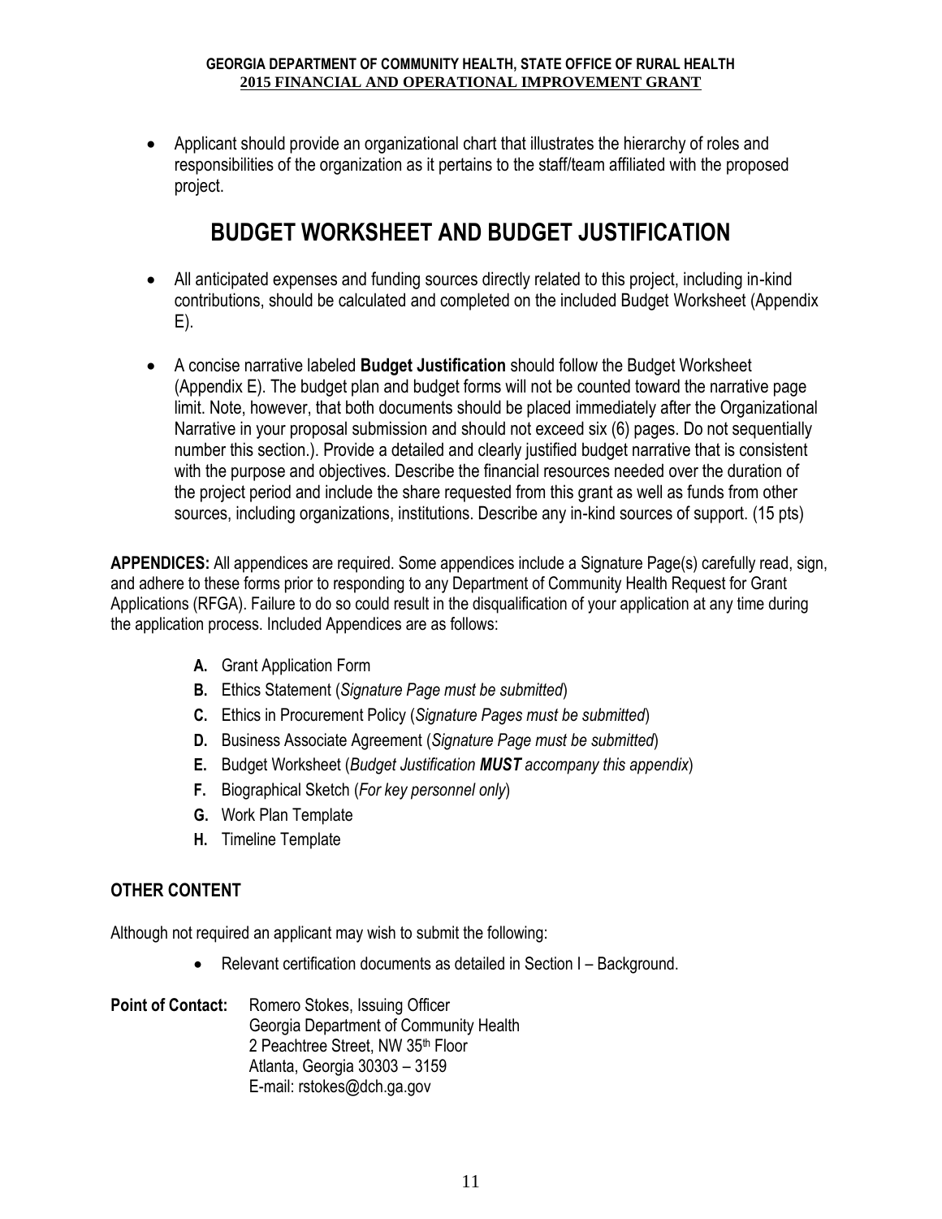- Applicant should provide an organizational chart that illustrates the hierarchy of roles and responsibilities of the organization as it pertains to the staff/team affiliated with the proposed project.

## BUDGET WORKSHEET AND BUDGET JUSTIFICATION

- All anticipated expenses and funding sources directly related to this project, including in-kind contributions, should be calculated and completed on the included Budget Worksheet (Appendix E).

- A concise narrative labeled **Budget Justification** should follow the Budget Worksheet (Appendix E). The budget plan and budget forms will not be counted toward the narrative page limit. Note, however, that both documents should be placed immediately after the Organizational Narrative in your proposal submission and should not exceed six (6) pages. Do not sequentially number this section.). Provide a detailed and clearly justified budget narrative that is consistent with the purpose and objectives. Describe the financial resources needed over the duration of the project period and include the share requested from this grant as well as funds from other sources, including organizations, institutions. Describe any in-kind sources of support. (15 pts)

**APPENDICES:** All appendices are required. Some appendices include a Signature Page(s) carefully read, sign, and adhere to these forms prior to responding to any Department of Community Health Request for Grant Applications (RFGA). Failure to do so could result in the disqualification of your application at any time during the application process. Included Appendices are as follows:

- **A.** Grant Application Form
- **B.** Ethics Statement (*Signature Page must be submitted*)
- **C.** Ethics in Procurement Policy (*Signature Pages must be submitted*)
- **D.** Business Associate Agreement (*Signature Page must be submitted*)
- **E.** Budget Worksheet (*Budget Justification **MUST** accompany this appendix*)
- **F.** Biographical Sketch (*For key personnel only*)
- **G.** Work Plan Template
- **H.** Timeline Template

### OTHER CONTENT

Although not required an applicant may wish to submit the following:

- Relevant certification documents as detailed in Section I – Background.

**Point of Contact:** Romero Stokes, Issuing Officer
Georgia Department of Community Health
2 Peachtree Street, NW 35th Floor
Atlanta, Georgia 30303 – 3159
E-mail: rstokes@dch.ga.gov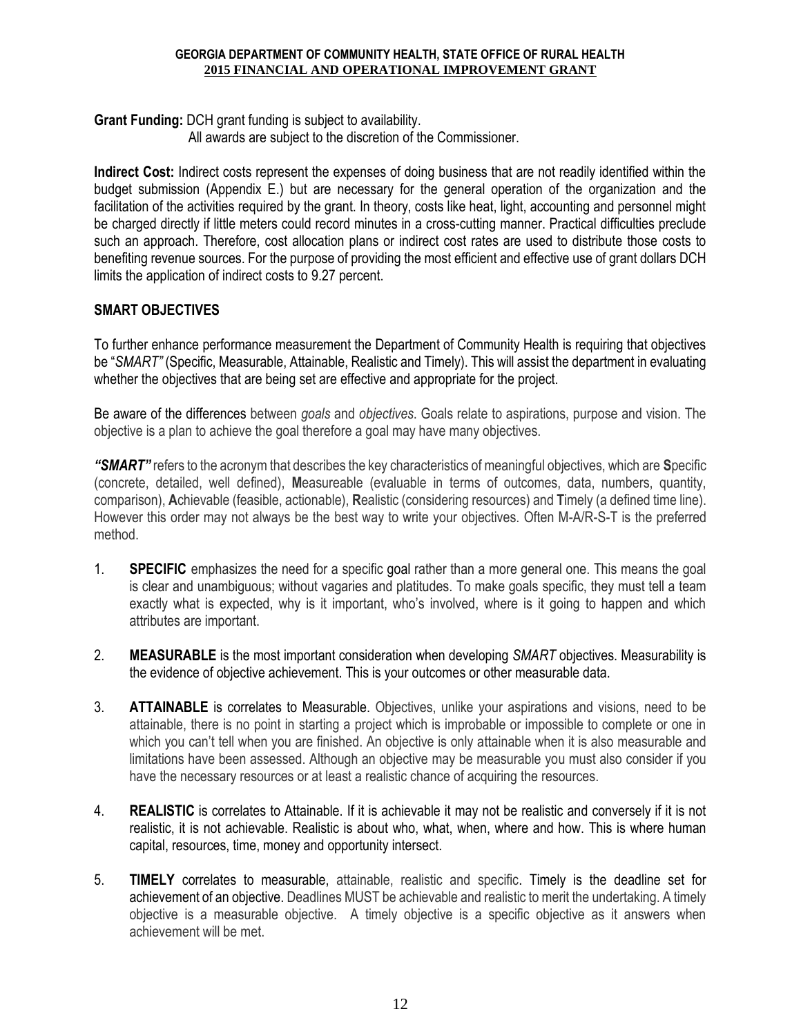**Grant Funding:** DCH grant funding is subject to availability.
All awards are subject to the discretion of the Commissioner.

**Indirect Cost:** Indirect costs represent the expenses of doing business that are not readily identified within the budget submission (Appendix E.) but are necessary for the general operation of the organization and the facilitation of the activities required by the grant. In theory, costs like heat, light, accounting and personnel might be charged directly if little meters could record minutes in a cross-cutting manner. Practical difficulties preclude such an approach. Therefore, cost allocation plans or indirect cost rates are used to distribute those costs to benefiting revenue sources. For the purpose of providing the most efficient and effective use of grant dollars DCH limits the application of indirect costs to 9.27 percent.

## SMART OBJECTIVES

To further enhance performance measurement the Department of Community Health is requiring that objectives be "*SMART"* (Specific, Measurable, Attainable, Realistic and Timely). This will assist the department in evaluating whether the objectives that are being set are effective and appropriate for the project.

Be aware of the differences between *goals* and *objectives*. Goals relate to aspirations, purpose and vision. The objective is a plan to achieve the goal therefore a goal may have many objectives.

***"SMART"*** refers to the acronym that describes the key characteristics of meaningful objectives, which are **S**pecific (concrete, detailed, well defined), **M**easureable (evaluable in terms of outcomes, data, numbers, quantity, comparison), **A**chievable (feasible, actionable), **R**ealistic (considering resources) and **T**imely (a defined time line). However this order may not always be the best way to write your objectives. Often M-A/R-S-T is the preferred method.

1. **SPECIFIC** emphasizes the need for a specific goal rather than a more general one. This means the goal is clear and unambiguous; without vagaries and platitudes. To make goals specific, they must tell a team exactly what is expected, why is it important, who's involved, where is it going to happen and which attributes are important.

2. **MEASURABLE** is the most important consideration when developing *SMART* objectives. Measurability is the evidence of objective achievement. This is your outcomes or other measurable data.

3. **ATTAINABLE** is correlates to Measurable. Objectives, unlike your aspirations and visions, need to be attainable, there is no point in starting a project which is improbable or impossible to complete or one in which you can't tell when you are finished. An objective is only attainable when it is also measurable and limitations have been assessed. Although an objective may be measurable you must also consider if you have the necessary resources or at least a realistic chance of acquiring the resources.

4. **REALISTIC** is correlates to Attainable. If it is achievable it may not be realistic and conversely if it is not realistic, it is not achievable. Realistic is about who, what, when, where and how. This is where human capital, resources, time, money and opportunity intersect.

5. **TIMELY** correlates to measurable, attainable, realistic and specific. Timely is the deadline set for achievement of an objective. Deadlines MUST be achievable and realistic to merit the undertaking. A timely objective is a measurable objective. A timely objective is a specific objective as it answers when achievement will be met.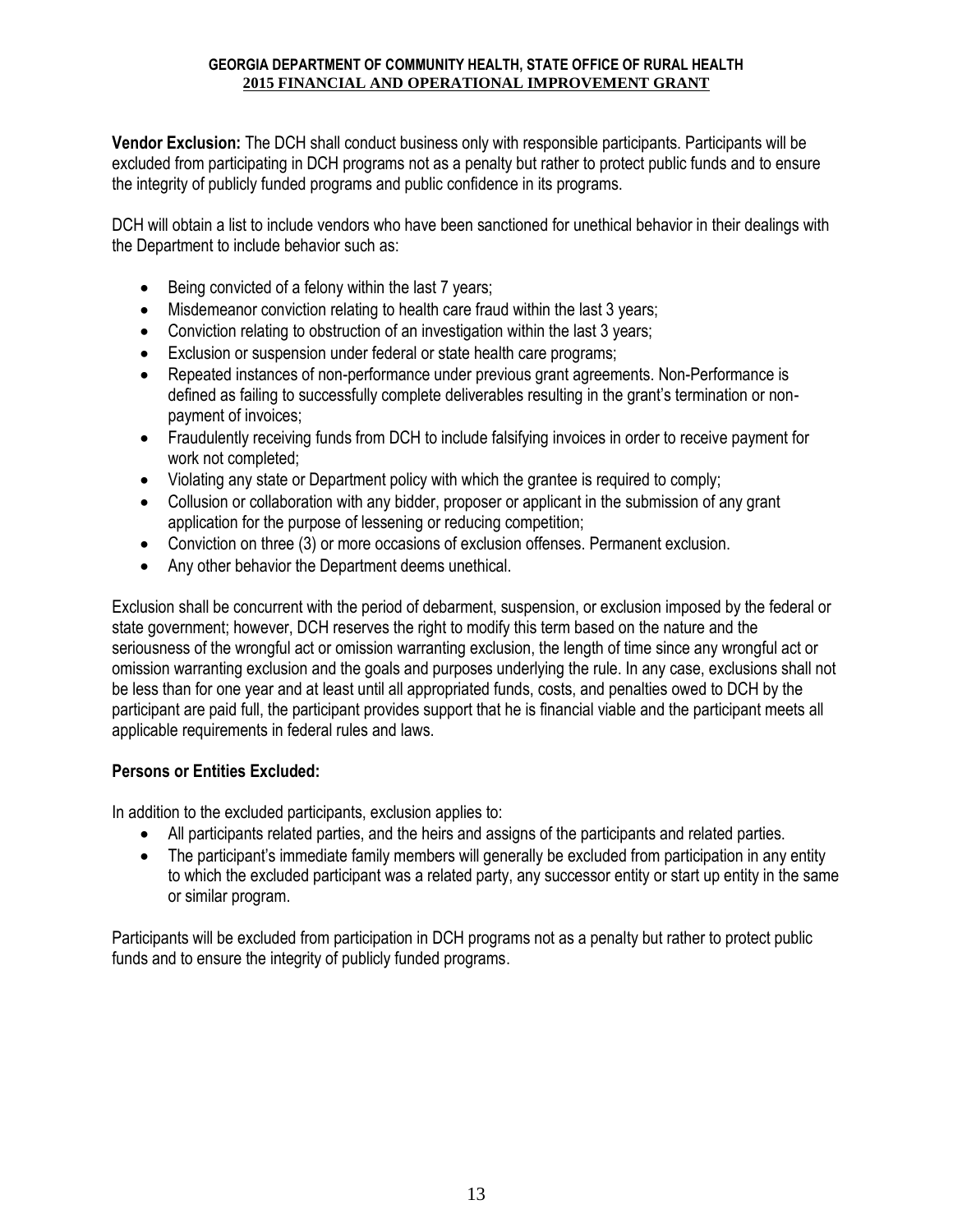**Vendor Exclusion:** The DCH shall conduct business only with responsible participants. Participants will be excluded from participating in DCH programs not as a penalty but rather to protect public funds and to ensure the integrity of publicly funded programs and public confidence in its programs.

DCH will obtain a list to include vendors who have been sanctioned for unethical behavior in their dealings with the Department to include behavior such as:

- Being convicted of a felony within the last 7 years;
- Misdemeanor conviction relating to health care fraud within the last 3 years;
- Conviction relating to obstruction of an investigation within the last 3 years;
- Exclusion or suspension under federal or state health care programs;
- Repeated instances of non-performance under previous grant agreements. Non-Performance is defined as failing to successfully complete deliverables resulting in the grant's termination or non-payment of invoices;
- Fraudulently receiving funds from DCH to include falsifying invoices in order to receive payment for work not completed;
- Violating any state or Department policy with which the grantee is required to comply;
- Collusion or collaboration with any bidder, proposer or applicant in the submission of any grant application for the purpose of lessening or reducing competition;
- Conviction on three (3) or more occasions of exclusion offenses. Permanent exclusion.
- Any other behavior the Department deems unethical.

Exclusion shall be concurrent with the period of debarment, suspension, or exclusion imposed by the federal or state government; however, DCH reserves the right to modify this term based on the nature and the seriousness of the wrongful act or omission warranting exclusion, the length of time since any wrongful act or omission warranting exclusion and the goals and purposes underlying the rule. In any case, exclusions shall not be less than for one year and at least until all appropriated funds, costs, and penalties owed to DCH by the participant are paid full, the participant provides support that he is financial viable and the participant meets all applicable requirements in federal rules and laws.

**Persons or Entities Excluded:**

In addition to the excluded participants, exclusion applies to:

- All participants related parties, and the heirs and assigns of the participants and related parties.
- The participant's immediate family members will generally be excluded from participation in any entity to which the excluded participant was a related party, any successor entity or start up entity in the same or similar program.

Participants will be excluded from participation in DCH programs not as a penalty but rather to protect public funds and to ensure the integrity of publicly funded programs.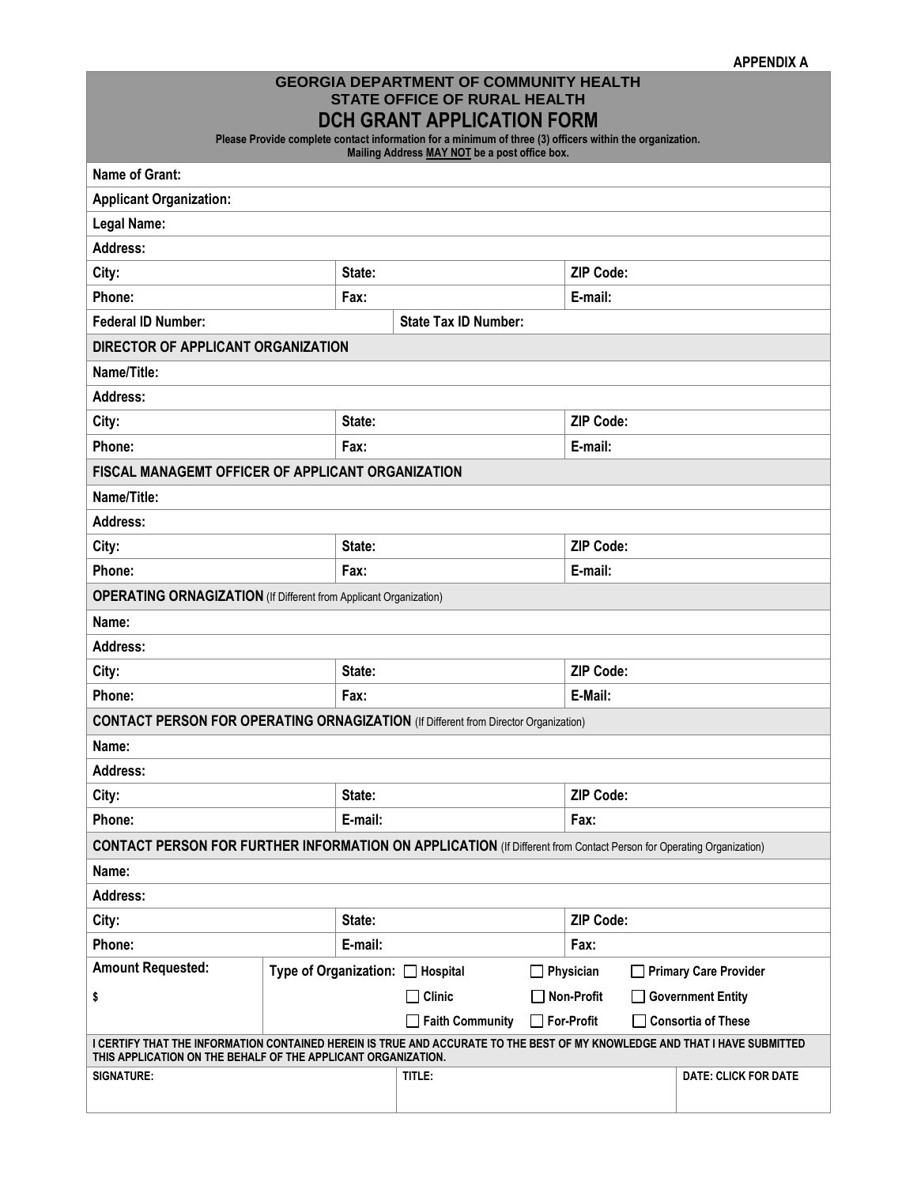**APPENDIX A**

# GEORGIA DEPARTMENT OF COMMUNITY HEALTH
## STATE OFFICE OF RURAL HEALTH
## DCH GRANT APPLICATION FORM

**Please Provide complete contact information for a minimum of three (3) officers within the organization.**
**Mailing Address MAY NOT be a post office box.**

| | | |
|---|---|---|
| **Name of Grant:** | | |
| **Applicant Organization:** | | |
| **Legal Name:** | | |
| **Address:** | | |
| **City:** | **State:** | **ZIP Code:** |
| **Phone:** | **Fax:** | **E-mail:** |
| **Federal ID Number:** | **State Tax ID Number:** | |
| **DIRECTOR OF APPLICANT ORGANIZATION** | | |
| **Name/Title:** | | |
| **Address:** | | |
| **City:** | **State:** | **ZIP Code:** |
| **Phone:** | **Fax:** | **E-mail:** |
| **FISCAL MANAGEMT OFFICER OF APPLICANT ORGANIZATION** | | |
| **Name/Title:** | | |
| **Address:** | | |
| **City:** | **State:** | **ZIP Code:** |
| **Phone:** | **Fax:** | **E-mail:** |
| **OPERATING ORNAGIZATION** (If Different from Applicant Organization) | | |
| **Name:** | | |
| **Address:** | | |
| **City:** | **State:** | **ZIP Code:** |
| **Phone:** | **Fax:** | **E-Mail:** |
| **CONTACT PERSON FOR OPERATING ORNAGIZATION** (If Different from Director Organization) | | |
| **Name:** | | |
| **Address:** | | |
| **City:** | **State:** | **ZIP Code:** |
| **Phone:** | **E-mail:** | **Fax:** |
| **CONTACT PERSON FOR FURTHER INFORMATION ON APPLICATION** (If Different from Contact Person for Operating Organization) | | |
| **Name:** | | |
| **Address:** | | |
| **City:** | **State:** | **ZIP Code:** |
| **Phone:** | **E-mail:** | **Fax:** |

| **Amount Requested:** | **Type of Organization:** | | | |
|---|---|---|---|---|
| **$** | | ☐ **Hospital** | ☐ **Physician** | ☐ **Primary Care Provider** |
| | | ☐ **Clinic** | ☐ **Non-Profit** | ☐ **Government Entity** |
| | | ☐ **Faith Community** | ☐ **For-Profit** | ☐ **Consortia of These** |

**I CERTIFY THAT THE INFORMATION CONTAINED HEREIN IS TRUE AND ACCURATE TO THE BEST OF MY KNOWLEDGE AND THAT I HAVE SUBMITTED THIS APPLICATION ON THE BEHALF OF THE APPLICANT ORGANIZATION.**

| **SIGNATURE:** | **TITLE:** | **DATE: CLICK FOR DATE** |
|---|---|---|
| | | |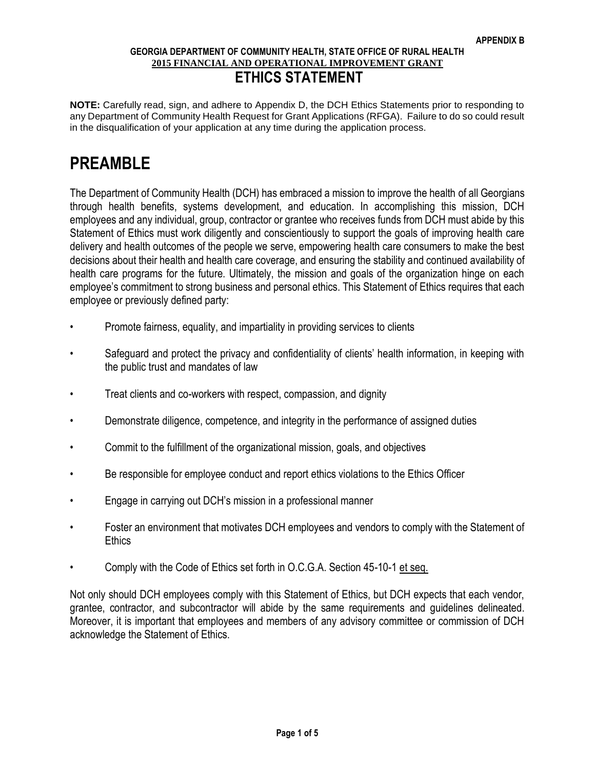**APPENDIX B**

**GEORGIA DEPARTMENT OF COMMUNITY HEALTH, STATE OFFICE OF RURAL HEALTH**
**2015 FINANCIAL AND OPERATIONAL IMPROVEMENT GRANT**

# ETHICS STATEMENT

**NOTE:** Carefully read, sign, and adhere to Appendix D, the DCH Ethics Statements prior to responding to any Department of Community Health Request for Grant Applications (RFGA). Failure to do so could result in the disqualification of your application at any time during the application process.

# PREAMBLE

The Department of Community Health (DCH) has embraced a mission to improve the health of all Georgians through health benefits, systems development, and education. In accomplishing this mission, DCH employees and any individual, group, contractor or grantee who receives funds from DCH must abide by this Statement of Ethics must work diligently and conscientiously to support the goals of improving health care delivery and health outcomes of the people we serve, empowering health care consumers to make the best decisions about their health and health care coverage, and ensuring the stability and continued availability of health care programs for the future. Ultimately, the mission and goals of the organization hinge on each employee's commitment to strong business and personal ethics. This Statement of Ethics requires that each employee or previously defined party:

- Promote fairness, equality, and impartiality in providing services to clients
- Safeguard and protect the privacy and confidentiality of clients' health information, in keeping with the public trust and mandates of law
- Treat clients and co-workers with respect, compassion, and dignity
- Demonstrate diligence, competence, and integrity in the performance of assigned duties
- Commit to the fulfillment of the organizational mission, goals, and objectives
- Be responsible for employee conduct and report ethics violations to the Ethics Officer
- Engage in carrying out DCH's mission in a professional manner
- Foster an environment that motivates DCH employees and vendors to comply with the Statement of Ethics
- Comply with the Code of Ethics set forth in O.C.G.A. Section 45-10-1 et seq.

Not only should DCH employees comply with this Statement of Ethics, but DCH expects that each vendor, grantee, contractor, and subcontractor will abide by the same requirements and guidelines delineated. Moreover, it is important that employees and members of any advisory committee or commission of DCH acknowledge the Statement of Ethics.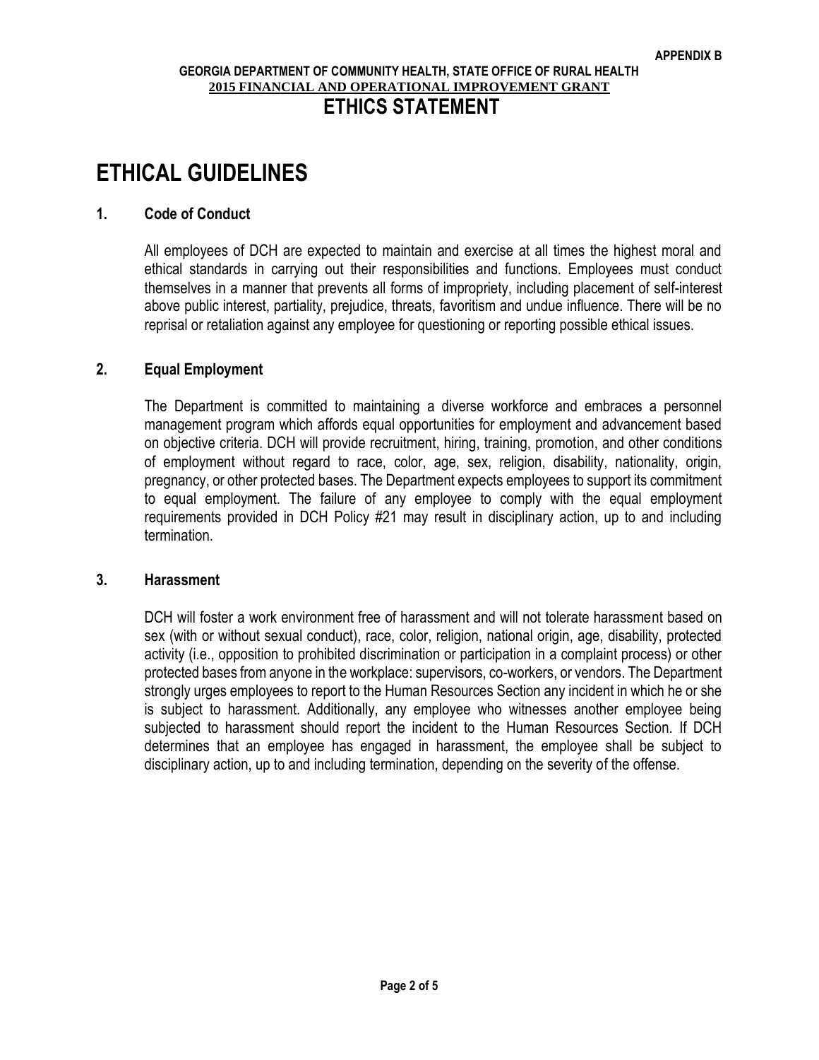APPENDIX B

GEORGIA DEPARTMENT OF COMMUNITY HEALTH, STATE OFFICE OF RURAL HEALTH

**2015 FINANCIAL AND OPERATIONAL IMPROVEMENT GRANT**

**ETHICS STATEMENT**

# ETHICAL GUIDELINES

## 1. Code of Conduct

All employees of DCH are expected to maintain and exercise at all times the highest moral and ethical standards in carrying out their responsibilities and functions. Employees must conduct themselves in a manner that prevents all forms of impropriety, including placement of self-interest above public interest, partiality, prejudice, threats, favoritism and undue influence. There will be no reprisal or retaliation against any employee for questioning or reporting possible ethical issues.

## 2. Equal Employment

The Department is committed to maintaining a diverse workforce and embraces a personnel management program which affords equal opportunities for employment and advancement based on objective criteria. DCH will provide recruitment, hiring, training, promotion, and other conditions of employment without regard to race, color, age, sex, religion, disability, nationality, origin, pregnancy, or other protected bases. The Department expects employees to support its commitment to equal employment. The failure of any employee to comply with the equal employment requirements provided in DCH Policy #21 may result in disciplinary action, up to and including termination.

## 3. Harassment

DCH will foster a work environment free of harassment and will not tolerate harassment based on sex (with or without sexual conduct), race, color, religion, national origin, age, disability, protected activity (i.e., opposition to prohibited discrimination or participation in a complaint process) or other protected bases from anyone in the workplace: supervisors, co-workers, or vendors. The Department strongly urges employees to report to the Human Resources Section any incident in which he or she is subject to harassment. Additionally, any employee who witnesses another employee being subjected to harassment should report the incident to the Human Resources Section. If DCH determines that an employee has engaged in harassment, the employee shall be subject to disciplinary action, up to and including termination, depending on the severity of the offense.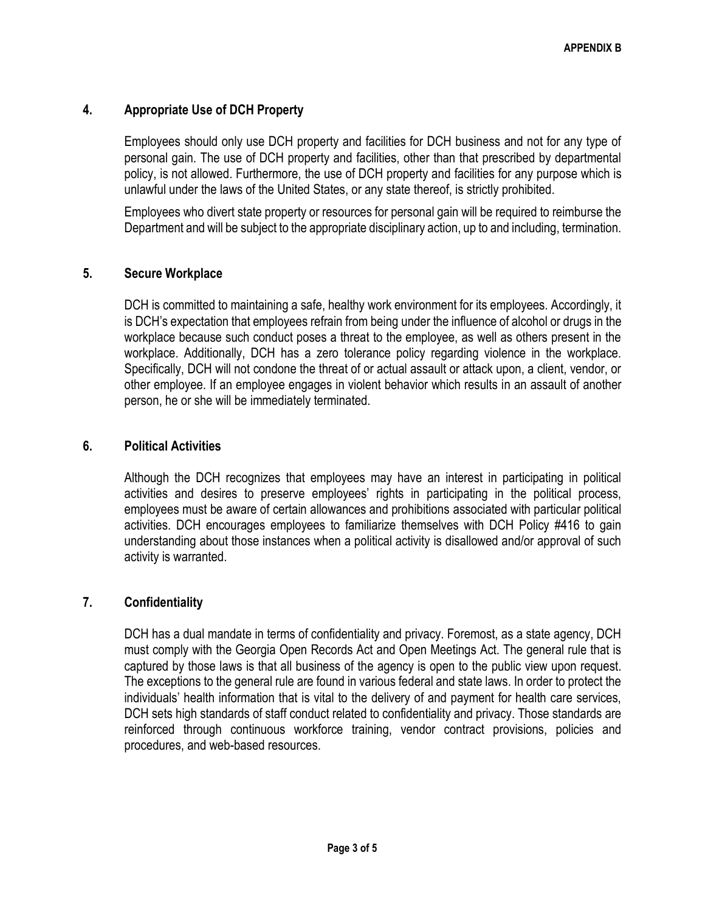APPENDIX B

## 4. Appropriate Use of DCH Property

Employees should only use DCH property and facilities for DCH business and not for any type of personal gain. The use of DCH property and facilities, other than that prescribed by departmental policy, is not allowed. Furthermore, the use of DCH property and facilities for any purpose which is unlawful under the laws of the United States, or any state thereof, is strictly prohibited.

Employees who divert state property or resources for personal gain will be required to reimburse the Department and will be subject to the appropriate disciplinary action, up to and including, termination.

## 5. Secure Workplace

DCH is committed to maintaining a safe, healthy work environment for its employees. Accordingly, it is DCH's expectation that employees refrain from being under the influence of alcohol or drugs in the workplace because such conduct poses a threat to the employee, as well as others present in the workplace. Additionally, DCH has a zero tolerance policy regarding violence in the workplace. Specifically, DCH will not condone the threat of or actual assault or attack upon, a client, vendor, or other employee. If an employee engages in violent behavior which results in an assault of another person, he or she will be immediately terminated.

## 6. Political Activities

Although the DCH recognizes that employees may have an interest in participating in political activities and desires to preserve employees' rights in participating in the political process, employees must be aware of certain allowances and prohibitions associated with particular political activities. DCH encourages employees to familiarize themselves with DCH Policy #416 to gain understanding about those instances when a political activity is disallowed and/or approval of such activity is warranted.

## 7. Confidentiality

DCH has a dual mandate in terms of confidentiality and privacy. Foremost, as a state agency, DCH must comply with the Georgia Open Records Act and Open Meetings Act. The general rule that is captured by those laws is that all business of the agency is open to the public view upon request. The exceptions to the general rule are found in various federal and state laws. In order to protect the individuals' health information that is vital to the delivery of and payment for health care services, DCH sets high standards of staff conduct related to confidentiality and privacy. Those standards are reinforced through continuous workforce training, vendor contract provisions, policies and procedures, and web-based resources.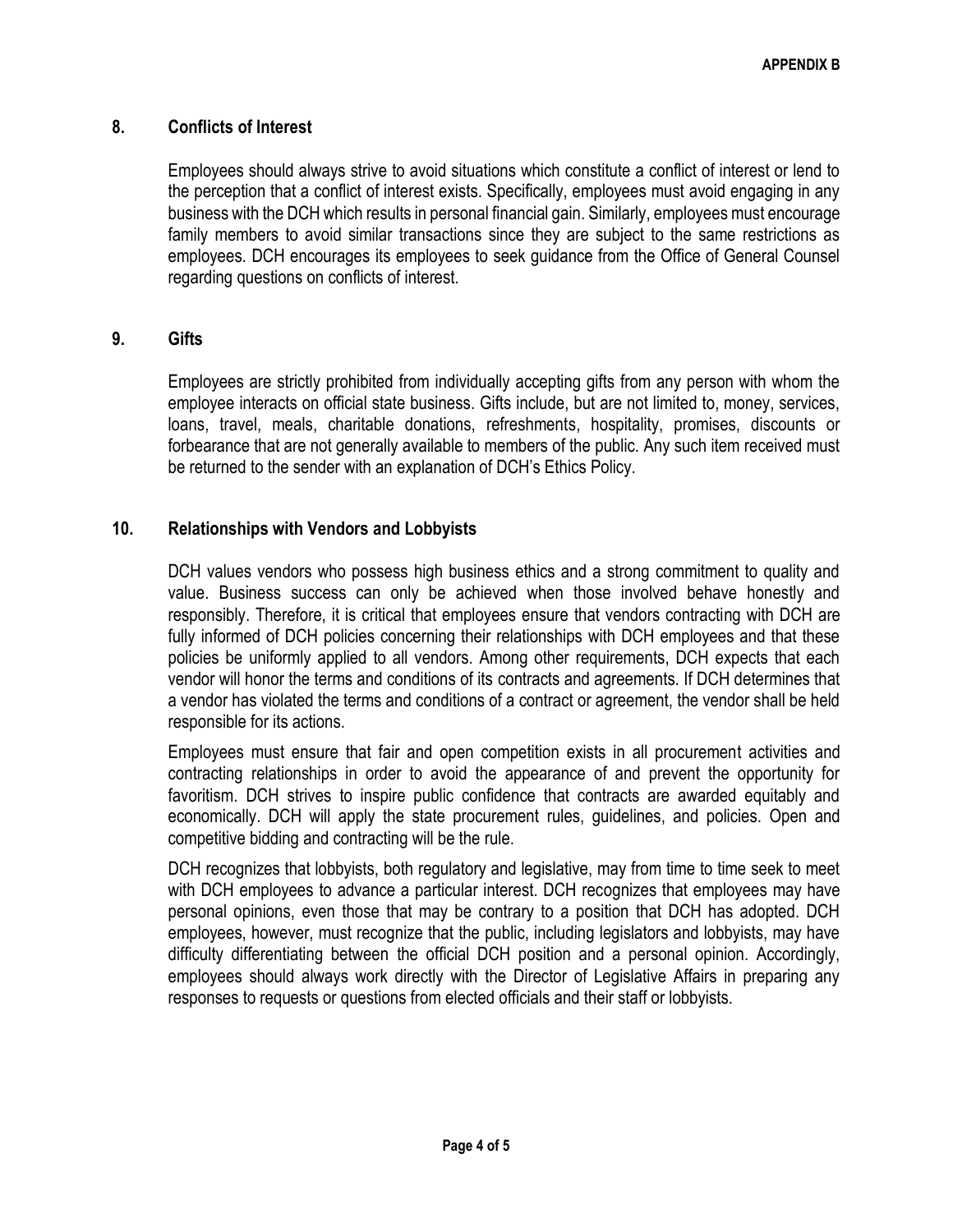## 8. Conflicts of Interest

Employees should always strive to avoid situations which constitute a conflict of interest or lend to the perception that a conflict of interest exists. Specifically, employees must avoid engaging in any business with the DCH which results in personal financial gain. Similarly, employees must encourage family members to avoid similar transactions since they are subject to the same restrictions as employees. DCH encourages its employees to seek guidance from the Office of General Counsel regarding questions on conflicts of interest.

## 9. Gifts

Employees are strictly prohibited from individually accepting gifts from any person with whom the employee interacts on official state business. Gifts include, but are not limited to, money, services, loans, travel, meals, charitable donations, refreshments, hospitality, promises, discounts or forbearance that are not generally available to members of the public. Any such item received must be returned to the sender with an explanation of DCH's Ethics Policy.

## 10. Relationships with Vendors and Lobbyists

DCH values vendors who possess high business ethics and a strong commitment to quality and value. Business success can only be achieved when those involved behave honestly and responsibly. Therefore, it is critical that employees ensure that vendors contracting with DCH are fully informed of DCH policies concerning their relationships with DCH employees and that these policies be uniformly applied to all vendors. Among other requirements, DCH expects that each vendor will honor the terms and conditions of its contracts and agreements. If DCH determines that a vendor has violated the terms and conditions of a contract or agreement, the vendor shall be held responsible for its actions.

Employees must ensure that fair and open competition exists in all procurement activities and contracting relationships in order to avoid the appearance of and prevent the opportunity for favoritism. DCH strives to inspire public confidence that contracts are awarded equitably and economically. DCH will apply the state procurement rules, guidelines, and policies. Open and competitive bidding and contracting will be the rule.

DCH recognizes that lobbyists, both regulatory and legislative, may from time to time seek to meet with DCH employees to advance a particular interest. DCH recognizes that employees may have personal opinions, even those that may be contrary to a position that DCH has adopted. DCH employees, however, must recognize that the public, including legislators and lobbyists, may have difficulty differentiating between the official DCH position and a personal opinion. Accordingly, employees should always work directly with the Director of Legislative Affairs in preparing any responses to requests or questions from elected officials and their staff or lobbyists.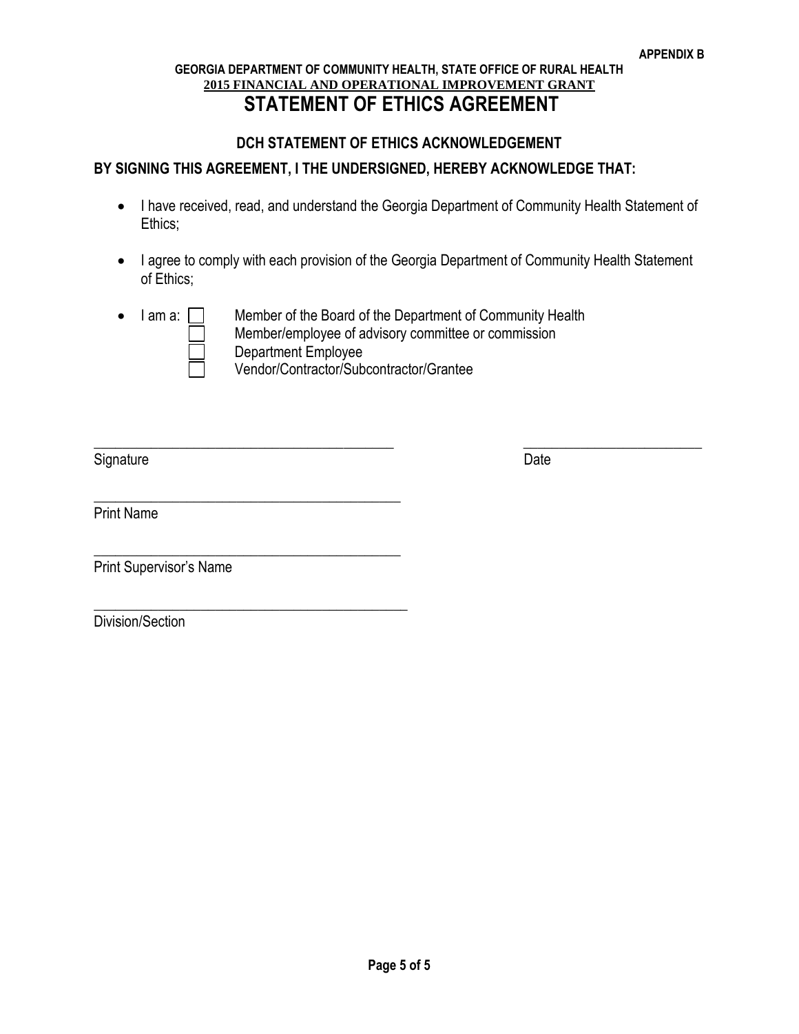**APPENDIX B**

**GEORGIA DEPARTMENT OF COMMUNITY HEALTH, STATE OFFICE OF RURAL HEALTH**

**2015 FINANCIAL AND OPERATIONAL IMPROVEMENT GRANT**

# STATEMENT OF ETHICS AGREEMENT

### DCH STATEMENT OF ETHICS ACKNOWLEDGEMENT

**BY SIGNING THIS AGREEMENT, I THE UNDERSIGNED, HEREBY ACKNOWLEDGE THAT:**

- I have received, read, and understand the Georgia Department of Community Health Statement of Ethics;
- I agree to comply with each provision of the Georgia Department of Community Health Statement of Ethics;
- I am a:
  - ☐ Member of the Board of the Department of Community Health
  - ☐ Member/employee of advisory committee or commission
  - ☐ Department Employee
  - ☐ Vendor/Contractor/Subcontractor/Grantee

\_\_\_\_\_\_\_\_\_\_\_\_\_\_\_\_\_\_\_\_\_\_\_\_\_\_\_\_\_\_\_\_\_\_\_\_\_\_\_\_ \_\_\_\_\_\_\_\_\_\_\_\_\_\_\_\_\_\_\_\_\_\_\_\_\_

Signature Date

\_\_\_\_\_\_\_\_\_\_\_\_\_\_\_\_\_\_\_\_\_\_\_\_\_\_\_\_\_\_\_\_\_\_\_\_\_\_\_\_

Print Name

\_\_\_\_\_\_\_\_\_\_\_\_\_\_\_\_\_\_\_\_\_\_\_\_\_\_\_\_\_\_\_\_\_\_\_\_\_\_\_\_

Print Supervisor's Name

\_\_\_\_\_\_\_\_\_\_\_\_\_\_\_\_\_\_\_\_\_\_\_\_\_\_\_\_\_\_\_\_\_\_\_\_\_\_\_\_

Division/Section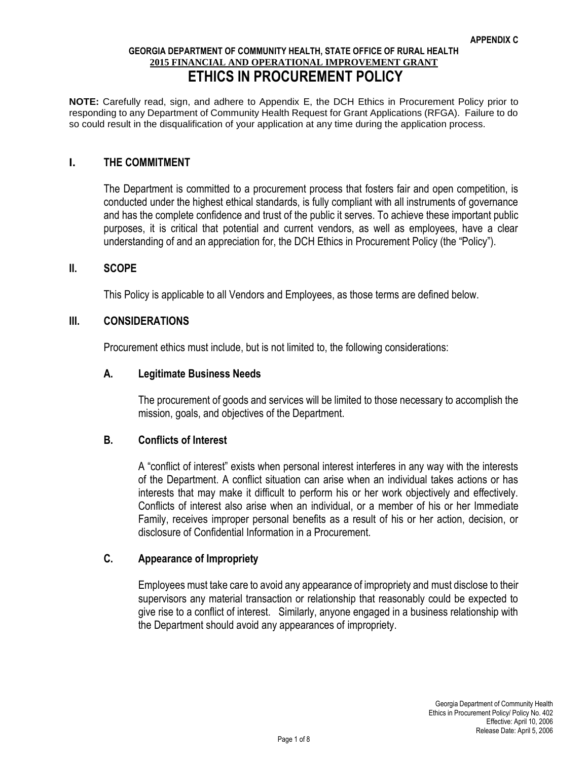**APPENDIX C**

**GEORGIA DEPARTMENT OF COMMUNITY HEALTH, STATE OFFICE OF RURAL HEALTH**
**2015 FINANCIAL AND OPERATIONAL IMPROVEMENT GRANT**

# ETHICS IN PROCUREMENT POLICY

**NOTE:** Carefully read, sign, and adhere to Appendix E, the DCH Ethics in Procurement Policy prior to responding to any Department of Community Health Request for Grant Applications (RFGA). Failure to do so could result in the disqualification of your application at any time during the application process.

## I. THE COMMITMENT

The Department is committed to a procurement process that fosters fair and open competition, is conducted under the highest ethical standards, is fully compliant with all instruments of governance and has the complete confidence and trust of the public it serves. To achieve these important public purposes, it is critical that potential and current vendors, as well as employees, have a clear understanding of and an appreciation for, the DCH Ethics in Procurement Policy (the "Policy").

## II. SCOPE

This Policy is applicable to all Vendors and Employees, as those terms are defined below.

## III. CONSIDERATIONS

Procurement ethics must include, but is not limited to, the following considerations:

### A. Legitimate Business Needs

The procurement of goods and services will be limited to those necessary to accomplish the mission, goals, and objectives of the Department.

### B. Conflicts of Interest

A "conflict of interest" exists when personal interest interferes in any way with the interests of the Department. A conflict situation can arise when an individual takes actions or has interests that may make it difficult to perform his or her work objectively and effectively. Conflicts of interest also arise when an individual, or a member of his or her Immediate Family, receives improper personal benefits as a result of his or her action, decision, or disclosure of Confidential Information in a Procurement.

### C. Appearance of Impropriety

Employees must take care to avoid any appearance of impropriety and must disclose to their supervisors any material transaction or relationship that reasonably could be expected to give rise to a conflict of interest. Similarly, anyone engaged in a business relationship with the Department should avoid any appearances of impropriety.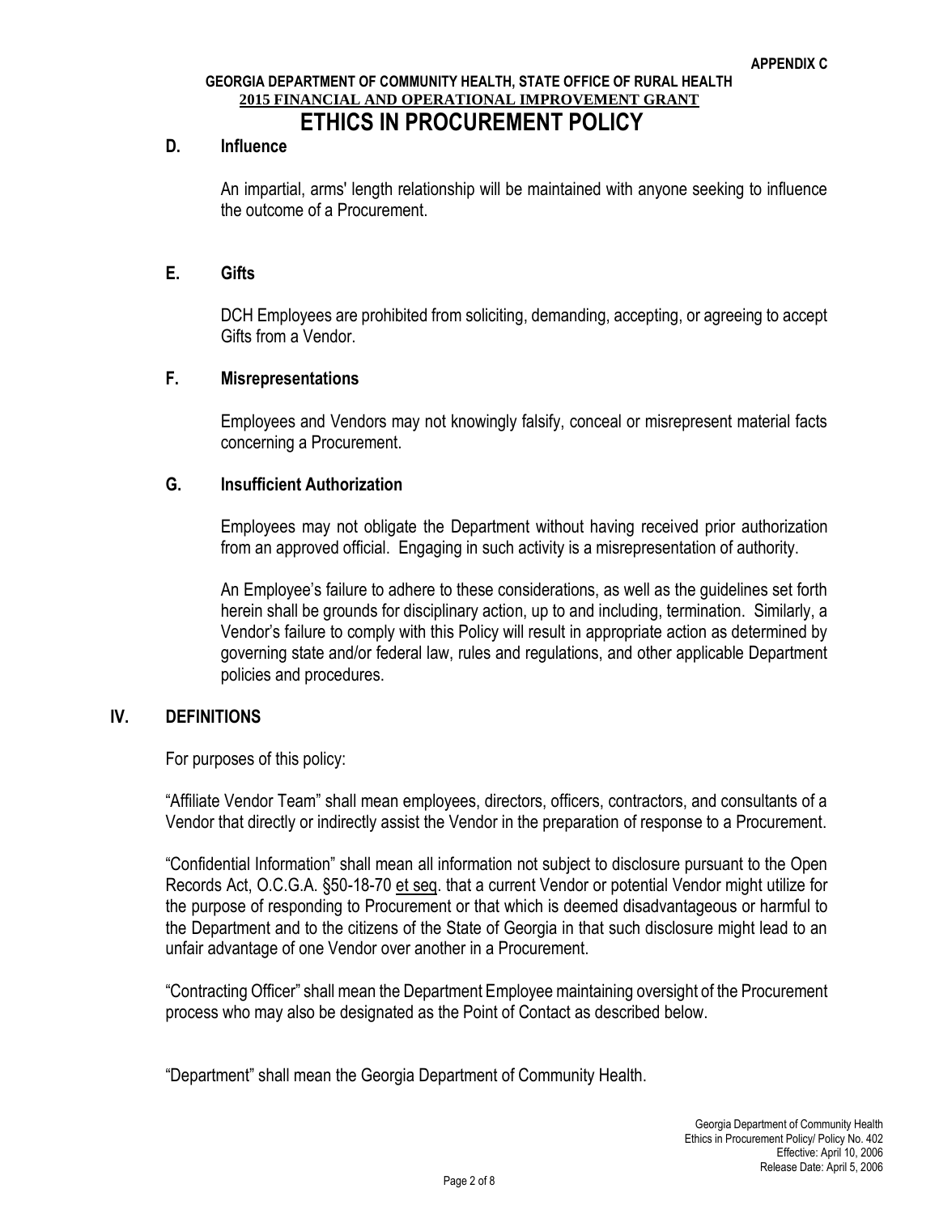### D. Influence

An impartial, arms' length relationship will be maintained with anyone seeking to influence the outcome of a Procurement.

### E. Gifts

DCH Employees are prohibited from soliciting, demanding, accepting, or agreeing to accept Gifts from a Vendor.

### F. Misrepresentations

Employees and Vendors may not knowingly falsify, conceal or misrepresent material facts concerning a Procurement.

### G. Insufficient Authorization

Employees may not obligate the Department without having received prior authorization from an approved official. Engaging in such activity is a misrepresentation of authority.

An Employee's failure to adhere to these considerations, as well as the guidelines set forth herein shall be grounds for disciplinary action, up to and including, termination. Similarly, a Vendor's failure to comply with this Policy will result in appropriate action as determined by governing state and/or federal law, rules and regulations, and other applicable Department policies and procedures.

## IV. DEFINITIONS

For purposes of this policy:

"Affiliate Vendor Team" shall mean employees, directors, officers, contractors, and consultants of a Vendor that directly or indirectly assist the Vendor in the preparation of response to a Procurement.

"Confidential Information" shall mean all information not subject to disclosure pursuant to the Open Records Act, O.C.G.A. §50-18-70 et seq. that a current Vendor or potential Vendor might utilize for the purpose of responding to Procurement or that which is deemed disadvantageous or harmful to the Department and to the citizens of the State of Georgia in that such disclosure might lead to an unfair advantage of one Vendor over another in a Procurement.

"Contracting Officer" shall mean the Department Employee maintaining oversight of the Procurement process who may also be designated as the Point of Contact as described below.

"Department" shall mean the Georgia Department of Community Health.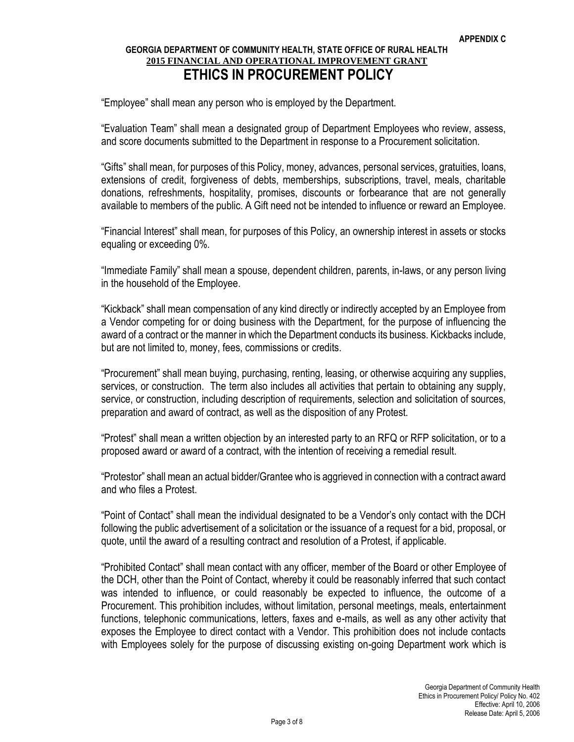**APPENDIX C**

**GEORGIA DEPARTMENT OF COMMUNITY HEALTH, STATE OFFICE OF RURAL HEALTH**
**2015 FINANCIAL AND OPERATIONAL IMPROVEMENT GRANT**

# ETHICS IN PROCUREMENT POLICY

"Employee" shall mean any person who is employed by the Department.

"Evaluation Team" shall mean a designated group of Department Employees who review, assess, and score documents submitted to the Department in response to a Procurement solicitation.

"Gifts" shall mean, for purposes of this Policy, money, advances, personal services, gratuities, loans, extensions of credit, forgiveness of debts, memberships, subscriptions, travel, meals, charitable donations, refreshments, hospitality, promises, discounts or forbearance that are not generally available to members of the public. A Gift need not be intended to influence or reward an Employee.

"Financial Interest" shall mean, for purposes of this Policy, an ownership interest in assets or stocks equaling or exceeding 0%.

"Immediate Family" shall mean a spouse, dependent children, parents, in-laws, or any person living in the household of the Employee.

"Kickback" shall mean compensation of any kind directly or indirectly accepted by an Employee from a Vendor competing for or doing business with the Department, for the purpose of influencing the award of a contract or the manner in which the Department conducts its business. Kickbacks include, but are not limited to, money, fees, commissions or credits.

"Procurement" shall mean buying, purchasing, renting, leasing, or otherwise acquiring any supplies, services, or construction. The term also includes all activities that pertain to obtaining any supply, service, or construction, including description of requirements, selection and solicitation of sources, preparation and award of contract, as well as the disposition of any Protest.

"Protest" shall mean a written objection by an interested party to an RFQ or RFP solicitation, or to a proposed award or award of a contract, with the intention of receiving a remedial result.

"Protestor" shall mean an actual bidder/Grantee who is aggrieved in connection with a contract award and who files a Protest.

"Point of Contact" shall mean the individual designated to be a Vendor's only contact with the DCH following the public advertisement of a solicitation or the issuance of a request for a bid, proposal, or quote, until the award of a resulting contract and resolution of a Protest, if applicable.

"Prohibited Contact" shall mean contact with any officer, member of the Board or other Employee of the DCH, other than the Point of Contact, whereby it could be reasonably inferred that such contact was intended to influence, or could reasonably be expected to influence, the outcome of a Procurement. This prohibition includes, without limitation, personal meetings, meals, entertainment functions, telephonic communications, letters, faxes and e-mails, as well as any other activity that exposes the Employee to direct contact with a Vendor. This prohibition does not include contacts with Employees solely for the purpose of discussing existing on-going Department work which is

Georgia Department of Community Health
Ethics in Procurement Policy/ Policy No. 402
Effective: April 10, 2006
Release Date: April 5, 2006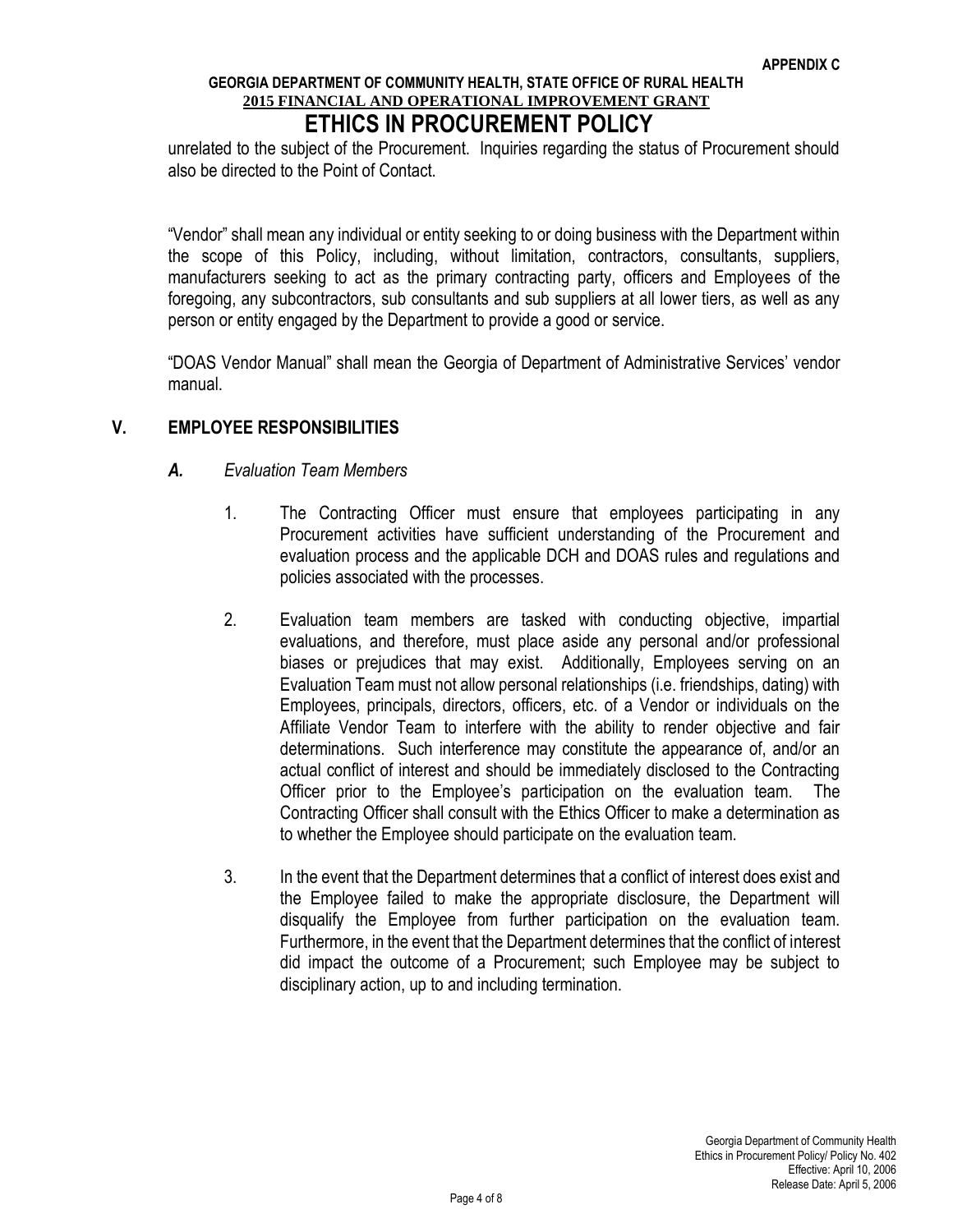unrelated to the subject of the Procurement. Inquiries regarding the status of Procurement should also be directed to the Point of Contact.

"Vendor" shall mean any individual or entity seeking to or doing business with the Department within the scope of this Policy, including, without limitation, contractors, consultants, suppliers, manufacturers seeking to act as the primary contracting party, officers and Employees of the foregoing, any subcontractors, sub consultants and sub suppliers at all lower tiers, as well as any person or entity engaged by the Department to provide a good or service.

"DOAS Vendor Manual" shall mean the Georgia of Department of Administrative Services' vendor manual.

## V. EMPLOYEE RESPONSIBILITIES

### *A. Evaluation Team Members*

1. The Contracting Officer must ensure that employees participating in any Procurement activities have sufficient understanding of the Procurement and evaluation process and the applicable DCH and DOAS rules and regulations and policies associated with the processes.

2. Evaluation team members are tasked with conducting objective, impartial evaluations, and therefore, must place aside any personal and/or professional biases or prejudices that may exist. Additionally, Employees serving on an Evaluation Team must not allow personal relationships (i.e. friendships, dating) with Employees, principals, directors, officers, etc. of a Vendor or individuals on the Affiliate Vendor Team to interfere with the ability to render objective and fair determinations. Such interference may constitute the appearance of, and/or an actual conflict of interest and should be immediately disclosed to the Contracting Officer prior to the Employee's participation on the evaluation team. The Contracting Officer shall consult with the Ethics Officer to make a determination as to whether the Employee should participate on the evaluation team.

3. In the event that the Department determines that a conflict of interest does exist and the Employee failed to make the appropriate disclosure, the Department will disqualify the Employee from further participation on the evaluation team. Furthermore, in the event that the Department determines that the conflict of interest did impact the outcome of a Procurement; such Employee may be subject to disciplinary action, up to and including termination.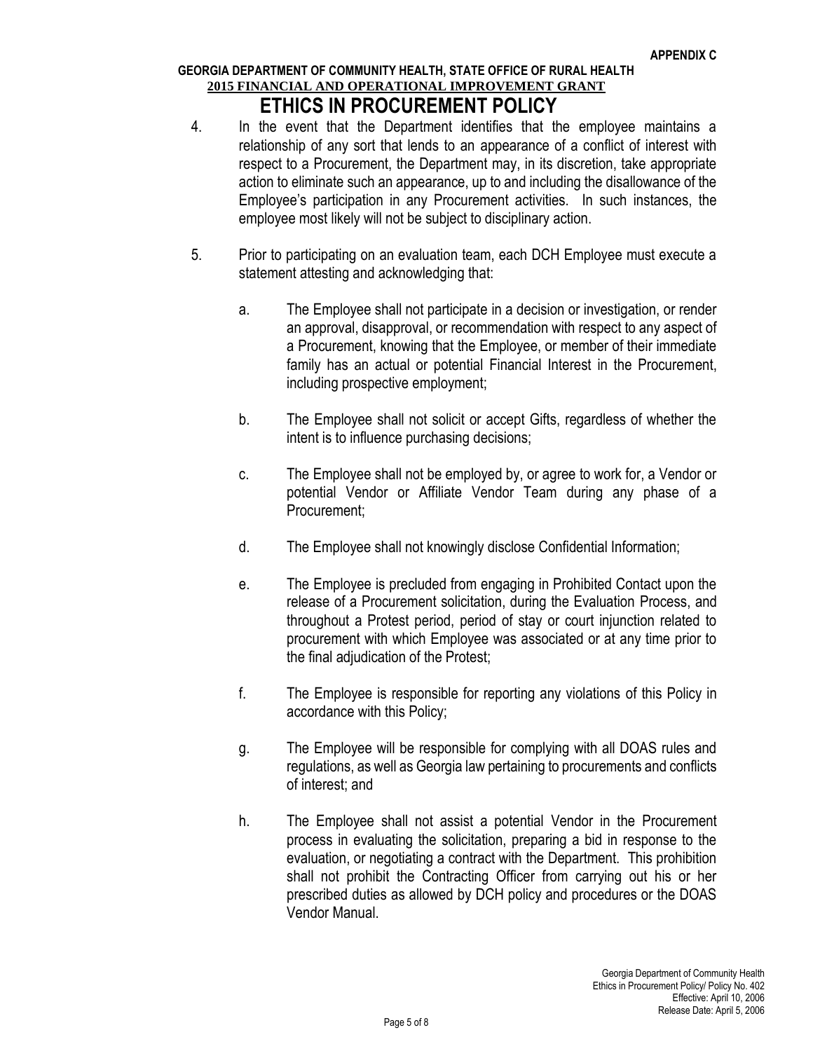APPENDIX C

**GEORGIA DEPARTMENT OF COMMUNITY HEALTH, STATE OFFICE OF RURAL HEALTH**
**2015 FINANCIAL AND OPERATIONAL IMPROVEMENT GRANT**

# ETHICS IN PROCUREMENT POLICY

4. In the event that the Department identifies that the employee maintains a relationship of any sort that lends to an appearance of a conflict of interest with respect to a Procurement, the Department may, in its discretion, take appropriate action to eliminate such an appearance, up to and including the disallowance of the Employee's participation in any Procurement activities. In such instances, the employee most likely will not be subject to disciplinary action.

5. Prior to participating on an evaluation team, each DCH Employee must execute a statement attesting and acknowledging that:

   a. The Employee shall not participate in a decision or investigation, or render an approval, disapproval, or recommendation with respect to any aspect of a Procurement, knowing that the Employee, or member of their immediate family has an actual or potential Financial Interest in the Procurement, including prospective employment;

   b. The Employee shall not solicit or accept Gifts, regardless of whether the intent is to influence purchasing decisions;

   c. The Employee shall not be employed by, or agree to work for, a Vendor or potential Vendor or Affiliate Vendor Team during any phase of a Procurement;

   d. The Employee shall not knowingly disclose Confidential Information;

   e. The Employee is precluded from engaging in Prohibited Contact upon the release of a Procurement solicitation, during the Evaluation Process, and throughout a Protest period, period of stay or court injunction related to procurement with which Employee was associated or at any time prior to the final adjudication of the Protest;

   f. The Employee is responsible for reporting any violations of this Policy in accordance with this Policy;

   g. The Employee will be responsible for complying with all DOAS rules and regulations, as well as Georgia law pertaining to procurements and conflicts of interest; and

   h. The Employee shall not assist a potential Vendor in the Procurement process in evaluating the solicitation, preparing a bid in response to the evaluation, or negotiating a contract with the Department. This prohibition shall not prohibit the Contracting Officer from carrying out his or her prescribed duties as allowed by DCH policy and procedures or the DOAS Vendor Manual.

Georgia Department of Community Health
Ethics in Procurement Policy/ Policy No. 402
Effective: April 10, 2006
Release Date: April 5, 2006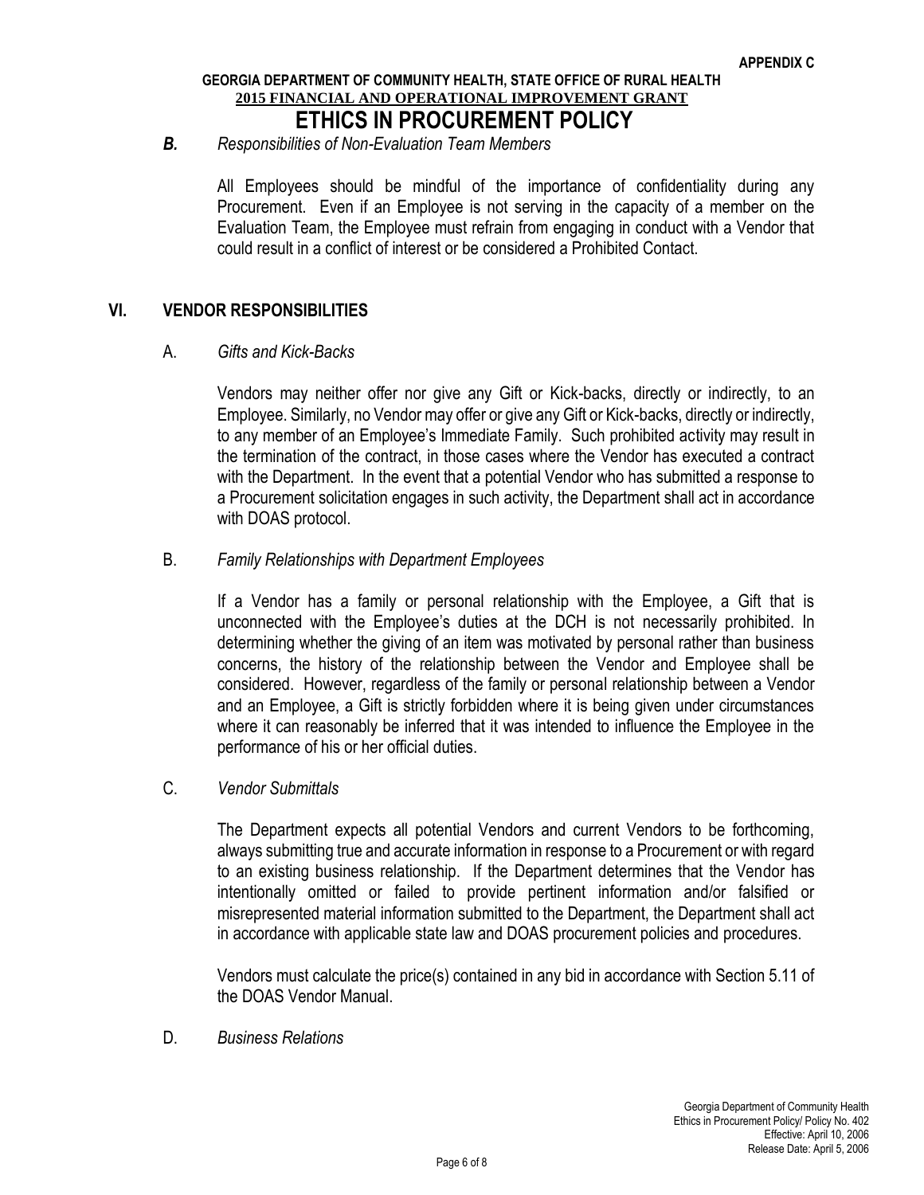***B.*** *Responsibilities of Non-Evaluation Team Members*

All Employees should be mindful of the importance of confidentiality during any Procurement. Even if an Employee is not serving in the capacity of a member on the Evaluation Team, the Employee must refrain from engaging in conduct with a Vendor that could result in a conflict of interest or be considered a Prohibited Contact.

## VI. VENDOR RESPONSIBILITIES

A. *Gifts and Kick-Backs*

Vendors may neither offer nor give any Gift or Kick-backs, directly or indirectly, to an Employee. Similarly, no Vendor may offer or give any Gift or Kick-backs, directly or indirectly, to any member of an Employee's Immediate Family. Such prohibited activity may result in the termination of the contract, in those cases where the Vendor has executed a contract with the Department. In the event that a potential Vendor who has submitted a response to a Procurement solicitation engages in such activity, the Department shall act in accordance with DOAS protocol.

B. *Family Relationships with Department Employees*

If a Vendor has a family or personal relationship with the Employee, a Gift that is unconnected with the Employee's duties at the DCH is not necessarily prohibited. In determining whether the giving of an item was motivated by personal rather than business concerns, the history of the relationship between the Vendor and Employee shall be considered. However, regardless of the family or personal relationship between a Vendor and an Employee, a Gift is strictly forbidden where it is being given under circumstances where it can reasonably be inferred that it was intended to influence the Employee in the performance of his or her official duties.

C. *Vendor Submittals*

The Department expects all potential Vendors and current Vendors to be forthcoming, always submitting true and accurate information in response to a Procurement or with regard to an existing business relationship. If the Department determines that the Vendor has intentionally omitted or failed to provide pertinent information and/or falsified or misrepresented material information submitted to the Department, the Department shall act in accordance with applicable state law and DOAS procurement policies and procedures.

Vendors must calculate the price(s) contained in any bid in accordance with Section 5.11 of the DOAS Vendor Manual.

D. *Business Relations*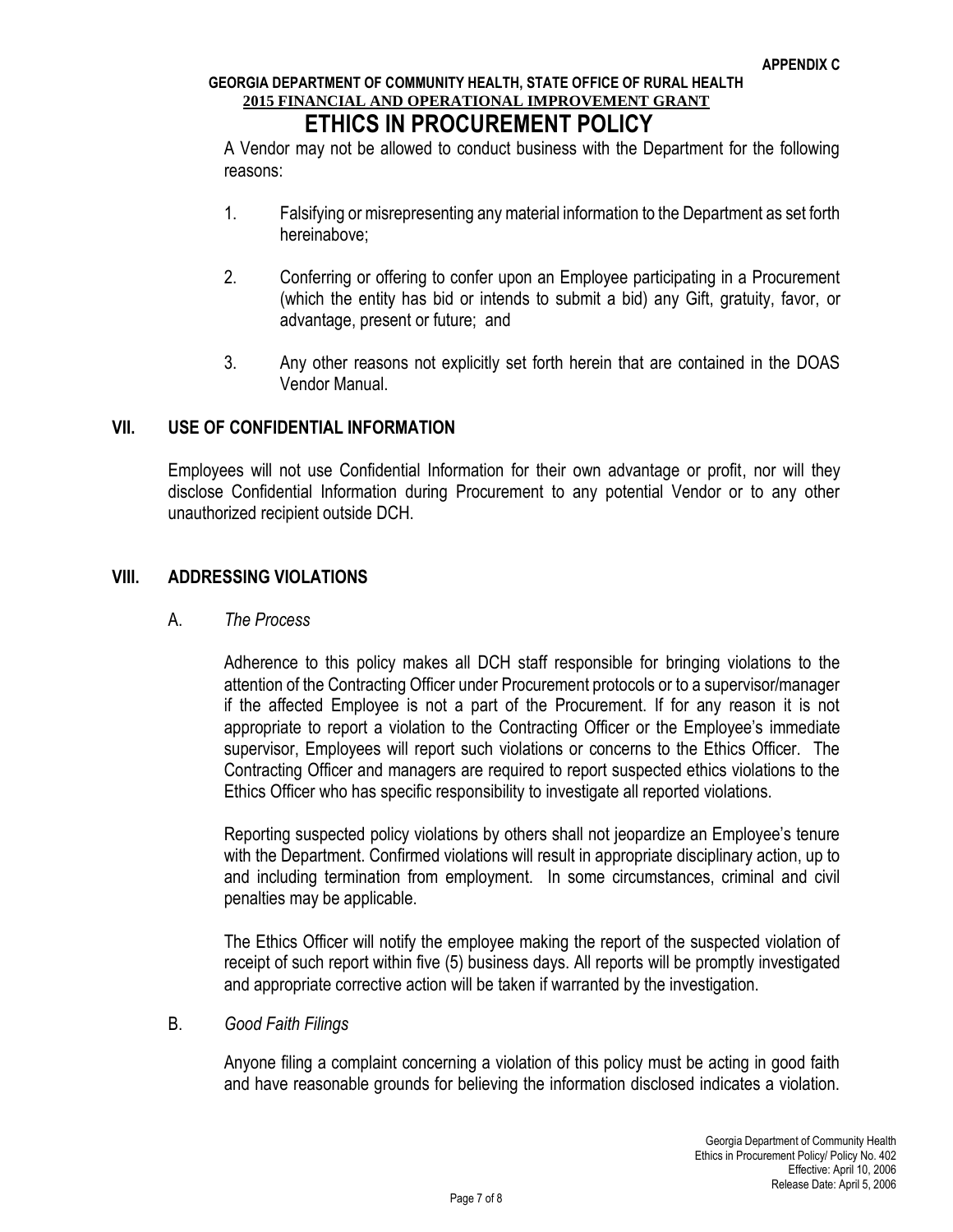A Vendor may not be allowed to conduct business with the Department for the following reasons:

1. Falsifying or misrepresenting any material information to the Department as set forth hereinabove;

2. Conferring or offering to confer upon an Employee participating in a Procurement (which the entity has bid or intends to submit a bid) any Gift, gratuity, favor, or advantage, present or future; and

3. Any other reasons not explicitly set forth herein that are contained in the DOAS Vendor Manual.

## VII. USE OF CONFIDENTIAL INFORMATION

Employees will not use Confidential Information for their own advantage or profit, nor will they disclose Confidential Information during Procurement to any potential Vendor or to any other unauthorized recipient outside DCH.

## VIII. ADDRESSING VIOLATIONS

### A. *The Process*

Adherence to this policy makes all DCH staff responsible for bringing violations to the attention of the Contracting Officer under Procurement protocols or to a supervisor/manager if the affected Employee is not a part of the Procurement. If for any reason it is not appropriate to report a violation to the Contracting Officer or the Employee's immediate supervisor, Employees will report such violations or concerns to the Ethics Officer. The Contracting Officer and managers are required to report suspected ethics violations to the Ethics Officer who has specific responsibility to investigate all reported violations.

Reporting suspected policy violations by others shall not jeopardize an Employee's tenure with the Department. Confirmed violations will result in appropriate disciplinary action, up to and including termination from employment. In some circumstances, criminal and civil penalties may be applicable.

The Ethics Officer will notify the employee making the report of the suspected violation of receipt of such report within five (5) business days. All reports will be promptly investigated and appropriate corrective action will be taken if warranted by the investigation.

### B. *Good Faith Filings*

Anyone filing a complaint concerning a violation of this policy must be acting in good faith and have reasonable grounds for believing the information disclosed indicates a violation.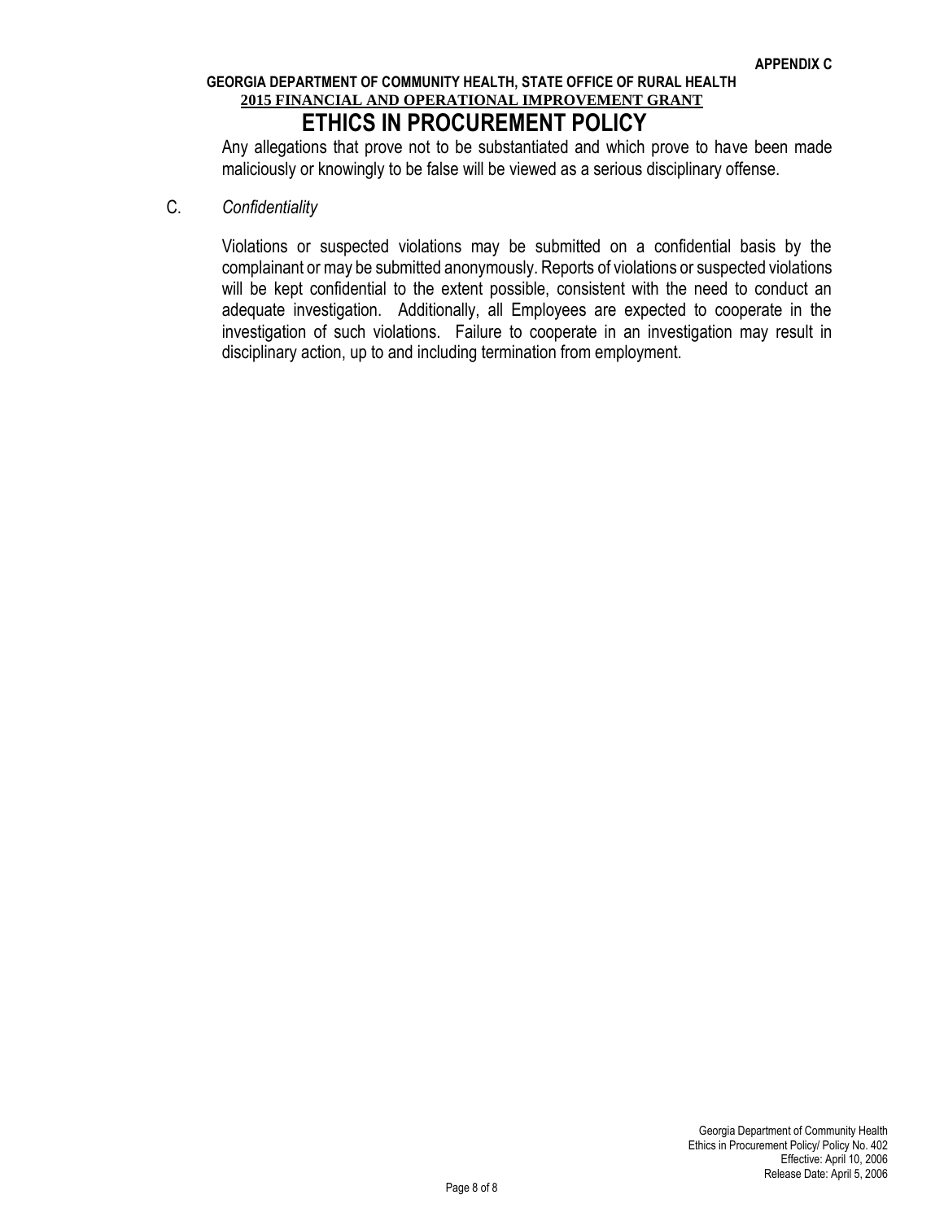Any allegations that prove not to be substantiated and which prove to have been made maliciously or knowingly to be false will be viewed as a serious disciplinary offense.

C. *Confidentiality*

Violations or suspected violations may be submitted on a confidential basis by the complainant or may be submitted anonymously. Reports of violations or suspected violations will be kept confidential to the extent possible, consistent with the need to conduct an adequate investigation. Additionally, all Employees are expected to cooperate in the investigation of such violations. Failure to cooperate in an investigation may result in disciplinary action, up to and including termination from employment.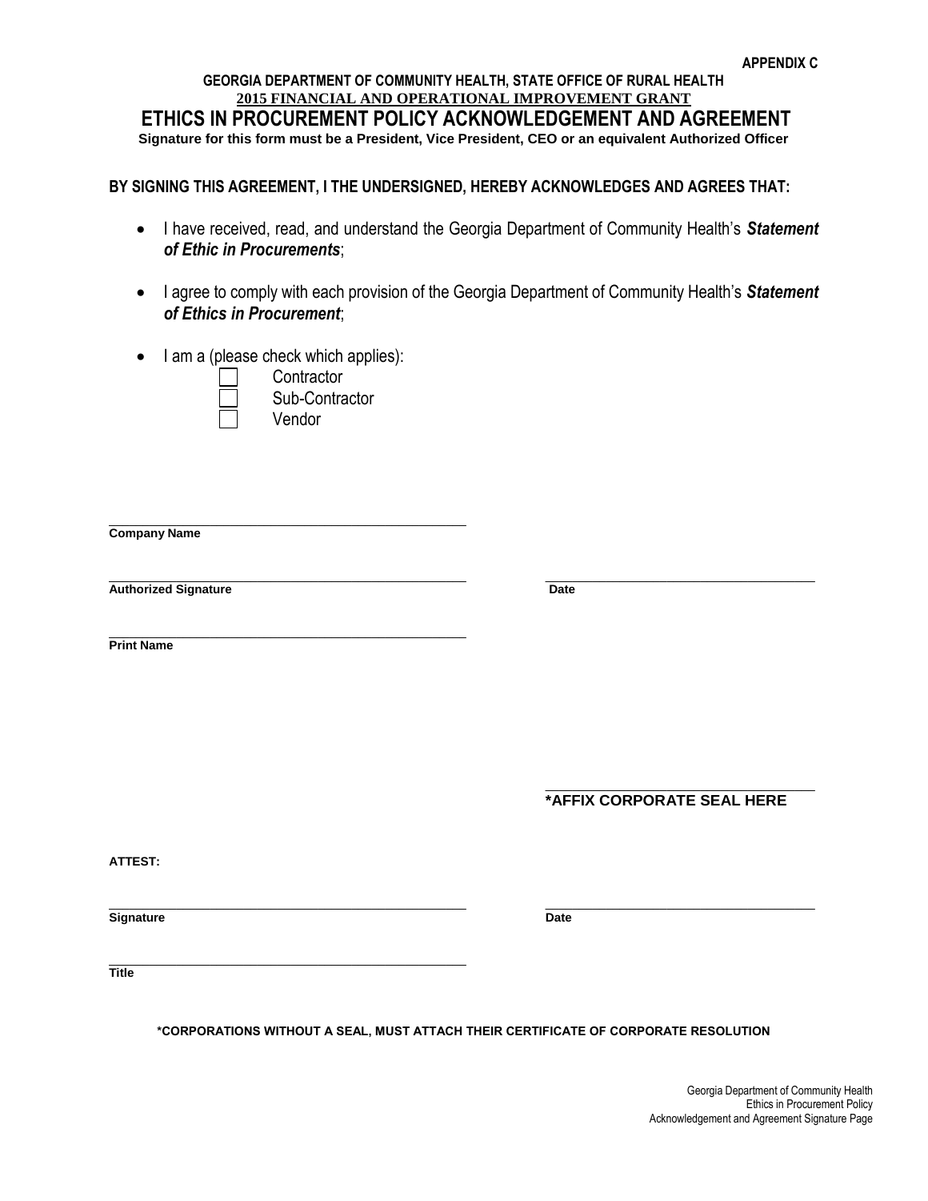APPENDIX C

**GEORGIA DEPARTMENT OF COMMUNITY HEALTH, STATE OFFICE OF RURAL HEALTH**

**2015 FINANCIAL AND OPERATIONAL IMPROVEMENT GRANT**

# ETHICS IN PROCUREMENT POLICY ACKNOWLEDGEMENT AND AGREEMENT

**Signature for this form must be a President, Vice President, CEO or an equivalent Authorized Officer**

**BY SIGNING THIS AGREEMENT, I THE UNDERSIGNED, HEREBY ACKNOWLEDGES AND AGREES THAT:**

- I have received, read, and understand the Georgia Department of Community Health's ***Statement of Ethic in Procurements***;
- I agree to comply with each provision of the Georgia Department of Community Health's ***Statement of Ethics in Procurement***;
- I am a (please check which applies):
  - ☐ Contractor
  - ☐ Sub-Contractor
  - ☐ Vendor

______________________________
**Company Name**

______________________________ ______________________________
**Authorized Signature** **Date**

______________________________
**Print Name**

______________________________
**\*AFFIX CORPORATE SEAL HERE**

**ATTEST:**

______________________________ ______________________________
**Signature** **Date**

______________________________
**Title**

**\*CORPORATIONS WITHOUT A SEAL, MUST ATTACH THEIR CERTIFICATE OF CORPORATE RESOLUTION**

Georgia Department of Community Health
Ethics in Procurement Policy
Acknowledgement and Agreement Signature Page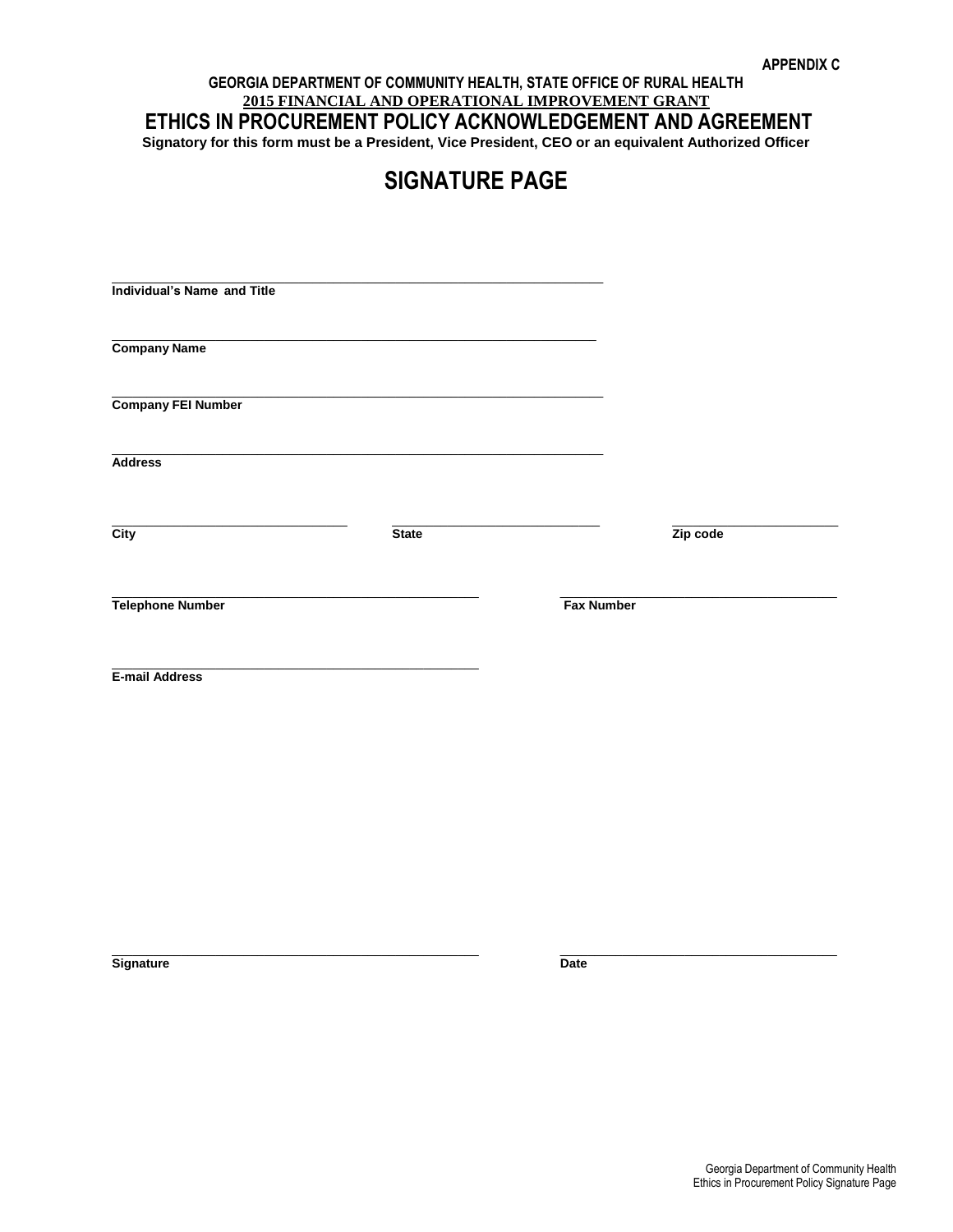**APPENDIX C**

**GEORGIA DEPARTMENT OF COMMUNITY HEALTH, STATE OFFICE OF RURAL HEALTH**

**2015 FINANCIAL AND OPERATIONAL IMPROVEMENT GRANT**

# ETHICS IN PROCUREMENT POLICY ACKNOWLEDGEMENT AND AGREEMENT

**Signatory for this form must be a President, Vice President, CEO or an equivalent Authorized Officer**

## SIGNATURE PAGE

\_\_\_\_\_\_\_\_\_\_\_\_\_\_\_\_\_\_\_\_\_\_\_\_\_\_\_\_\_\_\_\_\_\_\_\_\_\_\_\_\_\_\_\_\_\_\_\_\_\_\_\_\_\_\_\_\_\_\_\_
**Individual's Name and Title**

\_\_\_\_\_\_\_\_\_\_\_\_\_\_\_\_\_\_\_\_\_\_\_\_\_\_\_\_\_\_\_\_\_\_\_\_\_\_\_\_\_\_\_\_\_\_\_\_\_\_\_\_\_\_\_\_\_\_\_\_
**Company Name**

\_\_\_\_\_\_\_\_\_\_\_\_\_\_\_\_\_\_\_\_\_\_\_\_\_\_\_\_\_\_\_\_\_\_\_\_\_\_\_\_\_\_\_\_\_\_\_\_\_\_\_\_\_\_\_\_\_\_\_\_
**Company FEI Number**

\_\_\_\_\_\_\_\_\_\_\_\_\_\_\_\_\_\_\_\_\_\_\_\_\_\_\_\_\_\_\_\_\_\_\_\_\_\_\_\_\_\_\_\_\_\_\_\_\_\_\_\_\_\_\_\_\_\_\_\_
**Address**

| \_\_\_\_\_\_\_\_\_\_\_\_\_\_\_\_\_\_\_\_ | \_\_\_\_\_\_\_\_\_\_\_\_\_\_\_\_\_\_\_\_ | \_\_\_\_\_\_\_\_\_\_\_\_\_\_\_\_\_\_\_\_ |
|---|---|---|
| **City** | **State** | **Zip code** |

| \_\_\_\_\_\_\_\_\_\_\_\_\_\_\_\_\_\_\_\_\_\_\_\_\_\_\_\_\_\_ | \_\_\_\_\_\_\_\_\_\_\_\_\_\_\_\_\_\_\_\_\_\_\_\_\_\_\_\_\_\_ |
|---|---|
| **Telephone Number** | **Fax Number** |

\_\_\_\_\_\_\_\_\_\_\_\_\_\_\_\_\_\_\_\_\_\_\_\_\_\_\_\_\_\_\_\_\_\_\_\_\_\_\_\_\_\_
**E-mail Address**

| \_\_\_\_\_\_\_\_\_\_\_\_\_\_\_\_\_\_\_\_\_\_\_\_\_\_\_\_\_\_ | \_\_\_\_\_\_\_\_\_\_\_\_\_\_\_\_\_\_\_\_\_\_\_\_\_\_\_\_\_\_ |
|---|---|
| **Signature** | **Date** |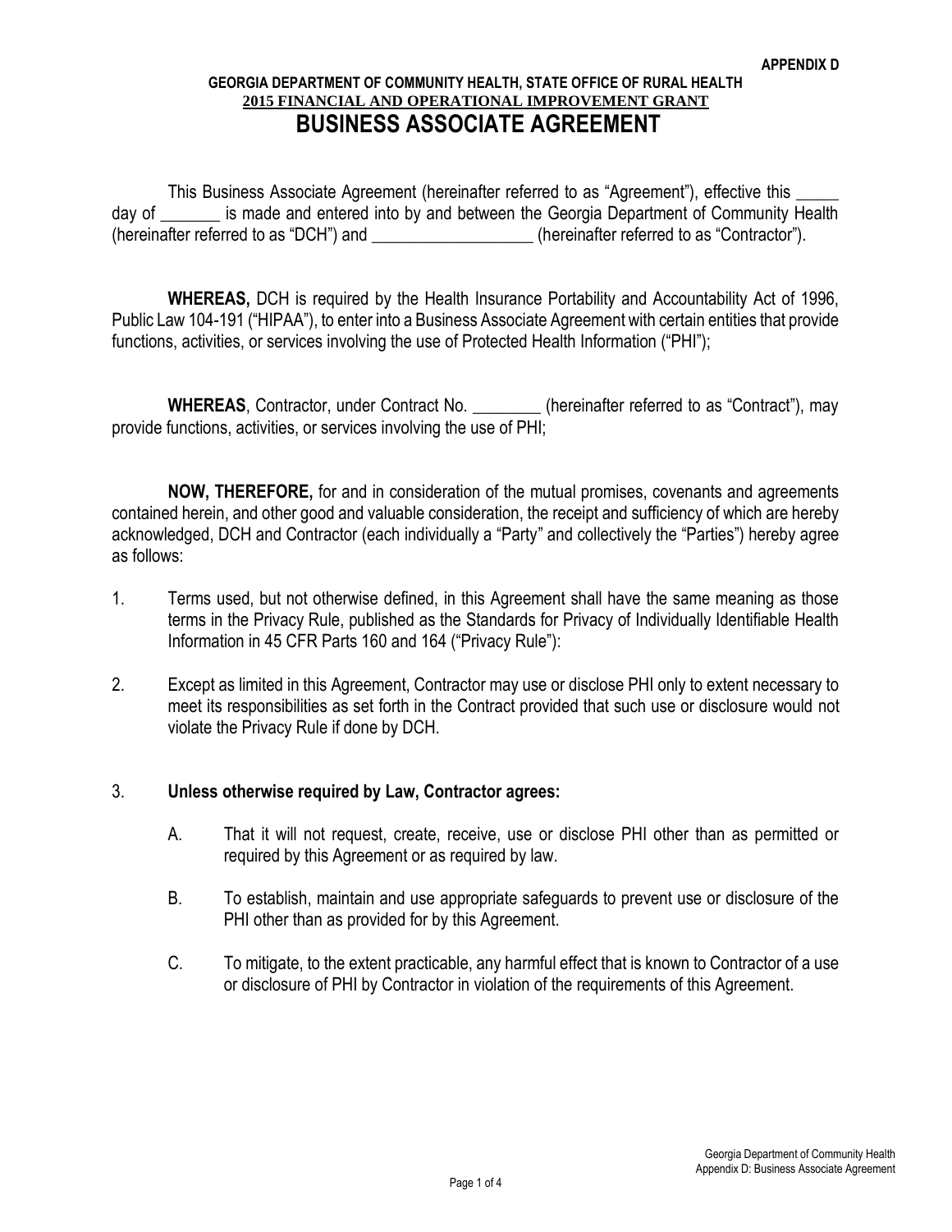**APPENDIX D**

**GEORGIA DEPARTMENT OF COMMUNITY HEALTH, STATE OFFICE OF RURAL HEALTH**
**2015 FINANCIAL AND OPERATIONAL IMPROVEMENT GRANT**

# BUSINESS ASSOCIATE AGREEMENT

This Business Associate Agreement (hereinafter referred to as "Agreement"), effective this _____ day of _______ is made and entered into by and between the Georgia Department of Community Health (hereinafter referred to as "DCH") and ___________________ (hereinafter referred to as "Contractor").

**WHEREAS,** DCH is required by the Health Insurance Portability and Accountability Act of 1996, Public Law 104-191 ("HIPAA"), to enter into a Business Associate Agreement with certain entities that provide functions, activities, or services involving the use of Protected Health Information ("PHI");

**WHEREAS**, Contractor, under Contract No. ________ (hereinafter referred to as "Contract"), may provide functions, activities, or services involving the use of PHI;

**NOW, THEREFORE,** for and in consideration of the mutual promises, covenants and agreements contained herein, and other good and valuable consideration, the receipt and sufficiency of which are hereby acknowledged, DCH and Contractor (each individually a "Party" and collectively the "Parties") hereby agree as follows:

1. Terms used, but not otherwise defined, in this Agreement shall have the same meaning as those terms in the Privacy Rule, published as the Standards for Privacy of Individually Identifiable Health Information in 45 CFR Parts 160 and 164 ("Privacy Rule"):

2. Except as limited in this Agreement, Contractor may use or disclose PHI only to extent necessary to meet its responsibilities as set forth in the Contract provided that such use or disclosure would not violate the Privacy Rule if done by DCH.

3. **Unless otherwise required by Law, Contractor agrees:**

   A. That it will not request, create, receive, use or disclose PHI other than as permitted or required by this Agreement or as required by law.

   B. To establish, maintain and use appropriate safeguards to prevent use or disclosure of the PHI other than as provided for by this Agreement.

   C. To mitigate, to the extent practicable, any harmful effect that is known to Contractor of a use or disclosure of PHI by Contractor in violation of the requirements of this Agreement.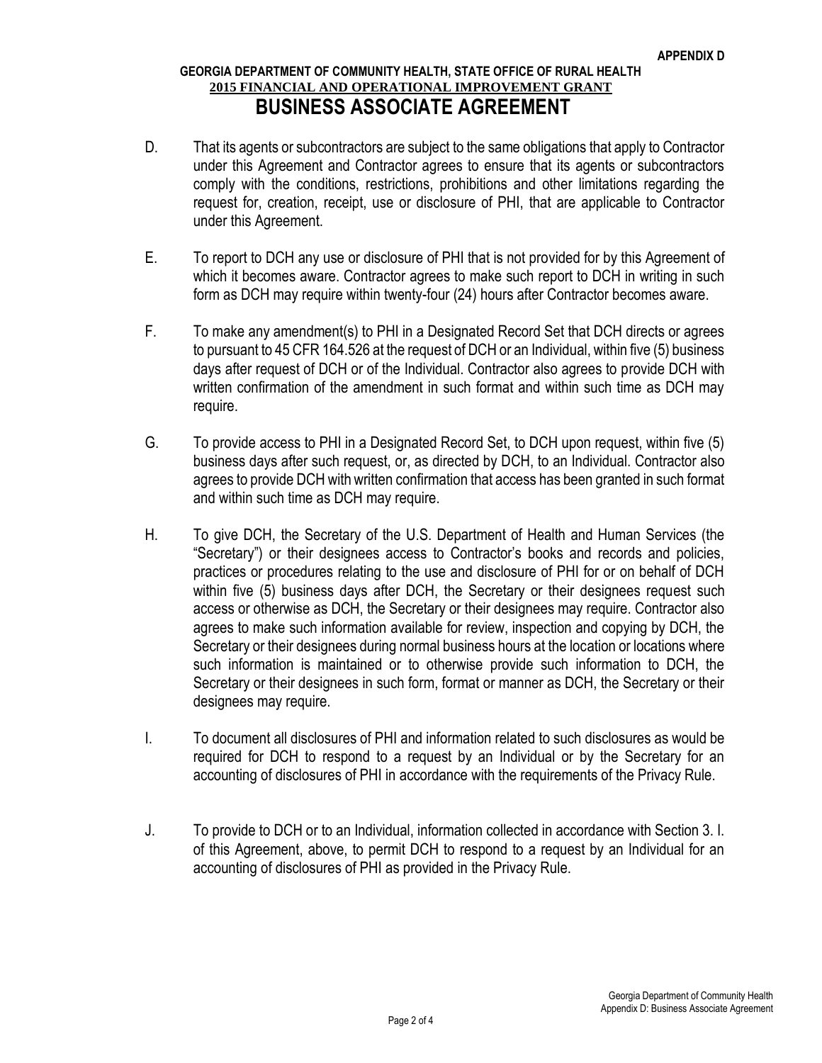D. That its agents or subcontractors are subject to the same obligations that apply to Contractor under this Agreement and Contractor agrees to ensure that its agents or subcontractors comply with the conditions, restrictions, prohibitions and other limitations regarding the request for, creation, receipt, use or disclosure of PHI, that are applicable to Contractor under this Agreement.

E. To report to DCH any use or disclosure of PHI that is not provided for by this Agreement of which it becomes aware. Contractor agrees to make such report to DCH in writing in such form as DCH may require within twenty-four (24) hours after Contractor becomes aware.

F. To make any amendment(s) to PHI in a Designated Record Set that DCH directs or agrees to pursuant to 45 CFR 164.526 at the request of DCH or an Individual, within five (5) business days after request of DCH or of the Individual. Contractor also agrees to provide DCH with written confirmation of the amendment in such format and within such time as DCH may require.

G. To provide access to PHI in a Designated Record Set, to DCH upon request, within five (5) business days after such request, or, as directed by DCH, to an Individual. Contractor also agrees to provide DCH with written confirmation that access has been granted in such format and within such time as DCH may require.

H. To give DCH, the Secretary of the U.S. Department of Health and Human Services (the "Secretary") or their designees access to Contractor's books and records and policies, practices or procedures relating to the use and disclosure of PHI for or on behalf of DCH within five (5) business days after DCH, the Secretary or their designees request such access or otherwise as DCH, the Secretary or their designees may require. Contractor also agrees to make such information available for review, inspection and copying by DCH, the Secretary or their designees during normal business hours at the location or locations where such information is maintained or to otherwise provide such information to DCH, the Secretary or their designees in such form, format or manner as DCH, the Secretary or their designees may require.

I. To document all disclosures of PHI and information related to such disclosures as would be required for DCH to respond to a request by an Individual or by the Secretary for an accounting of disclosures of PHI in accordance with the requirements of the Privacy Rule.

J. To provide to DCH or to an Individual, information collected in accordance with Section 3. I. of this Agreement, above, to permit DCH to respond to a request by an Individual for an accounting of disclosures of PHI as provided in the Privacy Rule.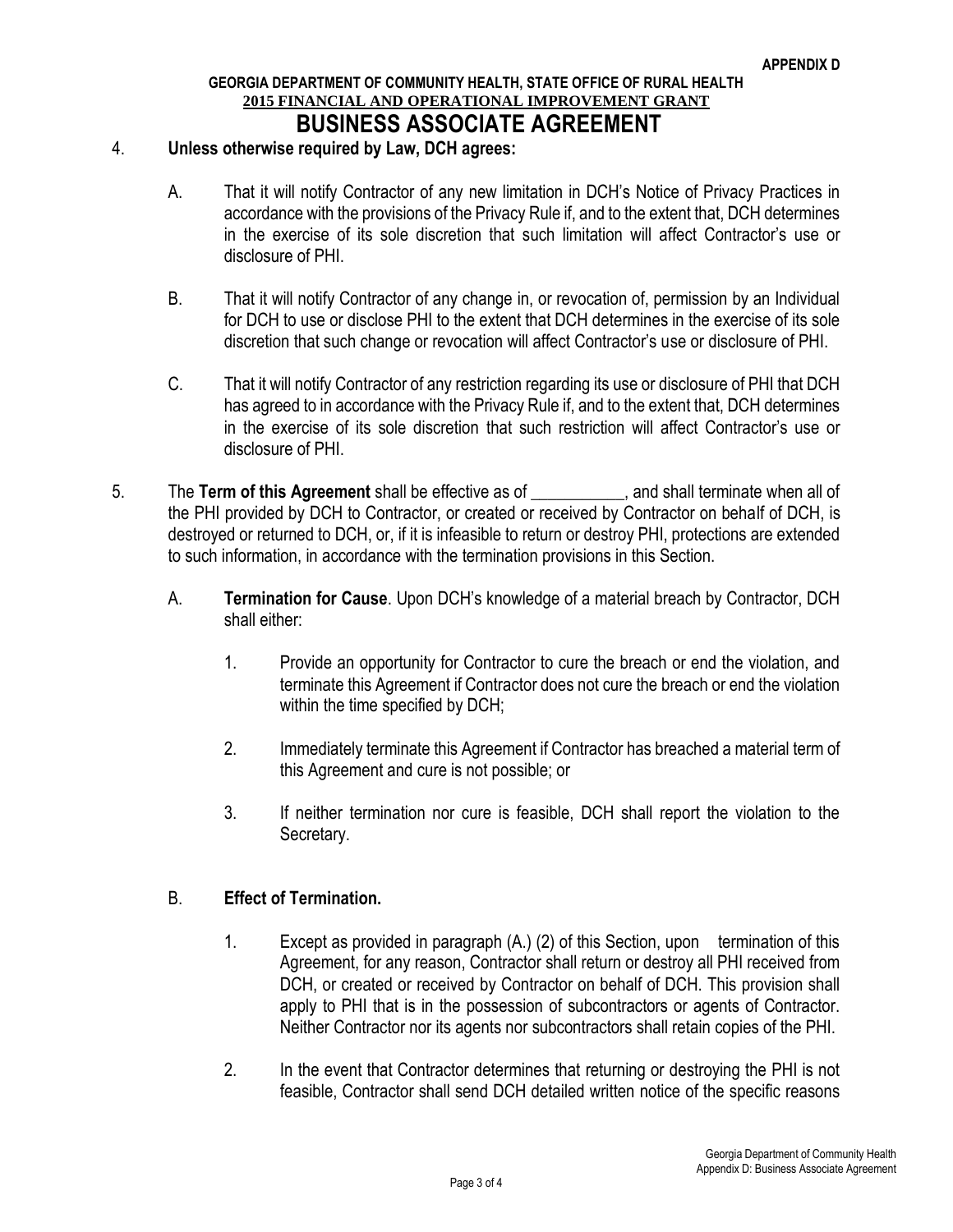4. **Unless otherwise required by Law, DCH agrees:**

   A. That it will notify Contractor of any new limitation in DCH's Notice of Privacy Practices in accordance with the provisions of the Privacy Rule if, and to the extent that, DCH determines in the exercise of its sole discretion that such limitation will affect Contractor's use or disclosure of PHI.

   B. That it will notify Contractor of any change in, or revocation of, permission by an Individual for DCH to use or disclose PHI to the extent that DCH determines in the exercise of its sole discretion that such change or revocation will affect Contractor's use or disclosure of PHI.

   C. That it will notify Contractor of any restriction regarding its use or disclosure of PHI that DCH has agreed to in accordance with the Privacy Rule if, and to the extent that, DCH determines in the exercise of its sole discretion that such restriction will affect Contractor's use or disclosure of PHI.

5. The **Term of this Agreement** shall be effective as of ___________, and shall terminate when all of the PHI provided by DCH to Contractor, or created or received by Contractor on behalf of DCH, is destroyed or returned to DCH, or, if it is infeasible to return or destroy PHI, protections are extended to such information, in accordance with the termination provisions in this Section.

   A. **Termination for Cause**. Upon DCH's knowledge of a material breach by Contractor, DCH shall either:

      1. Provide an opportunity for Contractor to cure the breach or end the violation, and terminate this Agreement if Contractor does not cure the breach or end the violation within the time specified by DCH;

      2. Immediately terminate this Agreement if Contractor has breached a material term of this Agreement and cure is not possible; or

      3. If neither termination nor cure is feasible, DCH shall report the violation to the Secretary.

   B. **Effect of Termination.**

      1. Except as provided in paragraph (A.) (2) of this Section, upon termination of this Agreement, for any reason, Contractor shall return or destroy all PHI received from DCH, or created or received by Contractor on behalf of DCH. This provision shall apply to PHI that is in the possession of subcontractors or agents of Contractor. Neither Contractor nor its agents nor subcontractors shall retain copies of the PHI.

      2. In the event that Contractor determines that returning or destroying the PHI is not feasible, Contractor shall send DCH detailed written notice of the specific reasons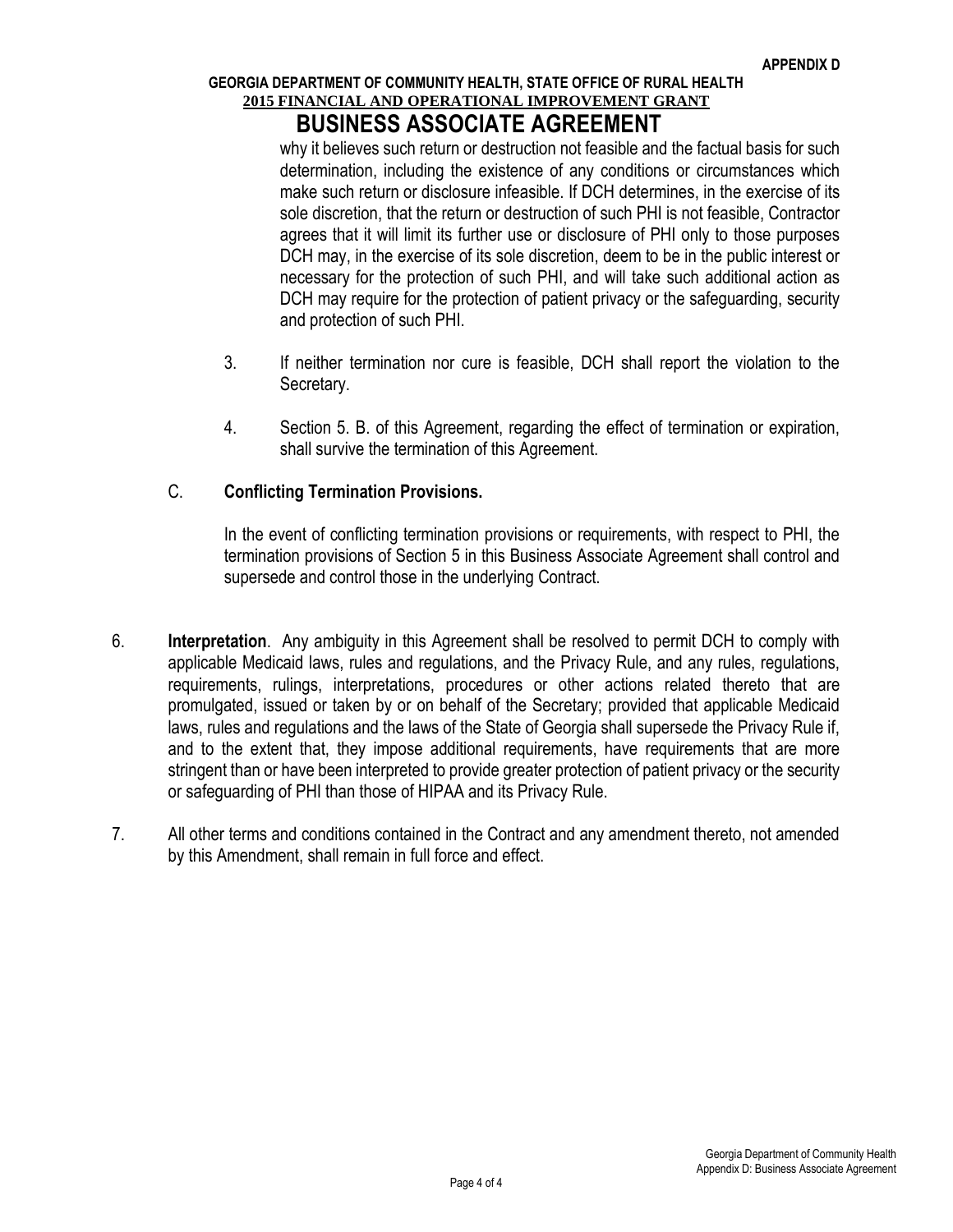why it believes such return or destruction not feasible and the factual basis for such determination, including the existence of any conditions or circumstances which make such return or disclosure infeasible. If DCH determines, in the exercise of its sole discretion, that the return or destruction of such PHI is not feasible, Contractor agrees that it will limit its further use or disclosure of PHI only to those purposes DCH may, in the exercise of its sole discretion, deem to be in the public interest or necessary for the protection of such PHI, and will take such additional action as DCH may require for the protection of patient privacy or the safeguarding, security and protection of such PHI.

3. If neither termination nor cure is feasible, DCH shall report the violation to the Secretary.

4. Section 5. B. of this Agreement, regarding the effect of termination or expiration, shall survive the termination of this Agreement.

C. **Conflicting Termination Provisions.**

In the event of conflicting termination provisions or requirements, with respect to PHI, the termination provisions of Section 5 in this Business Associate Agreement shall control and supersede and control those in the underlying Contract.

6. **Interpretation**. Any ambiguity in this Agreement shall be resolved to permit DCH to comply with applicable Medicaid laws, rules and regulations, and the Privacy Rule, and any rules, regulations, requirements, rulings, interpretations, procedures or other actions related thereto that are promulgated, issued or taken by or on behalf of the Secretary; provided that applicable Medicaid laws, rules and regulations and the laws of the State of Georgia shall supersede the Privacy Rule if, and to the extent that, they impose additional requirements, have requirements that are more stringent than or have been interpreted to provide greater protection of patient privacy or the security or safeguarding of PHI than those of HIPAA and its Privacy Rule.

7. All other terms and conditions contained in the Contract and any amendment thereto, not amended by this Amendment, shall remain in full force and effect.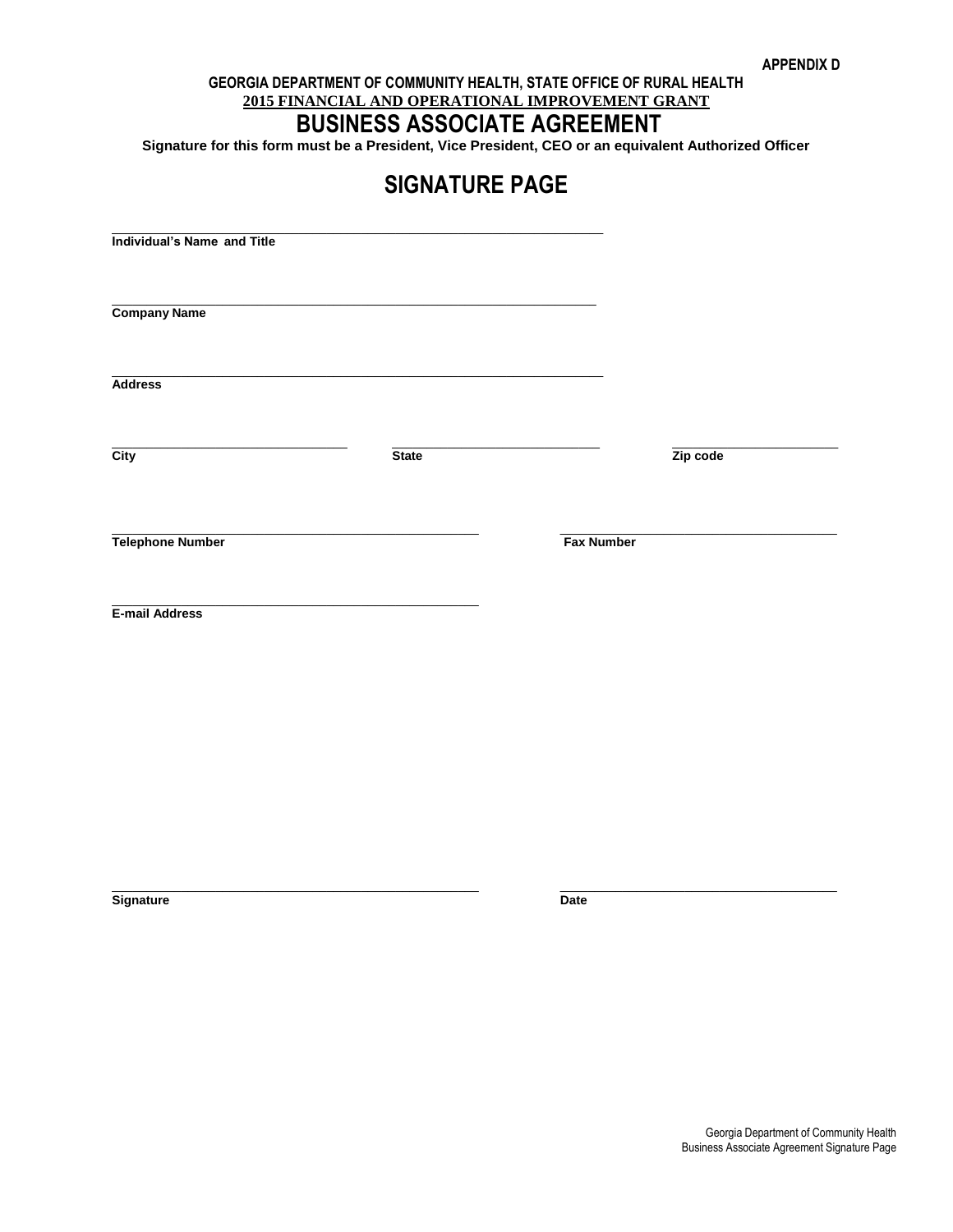APPENDIX D

**GEORGIA DEPARTMENT OF COMMUNITY HEALTH, STATE OFFICE OF RURAL HEALTH**

**2015 FINANCIAL AND OPERATIONAL IMPROVEMENT GRANT**

# BUSINESS ASSOCIATE AGREEMENT

**Signature for this form must be a President, Vice President, CEO or an equivalent Authorized Officer**

## SIGNATURE PAGE

\_\_\_\_\_\_\_\_\_\_\_\_\_\_\_\_\_\_\_\_\_\_\_\_\_\_\_\_\_\_\_\_\_\_\_\_\_\_\_\_\_\_\_\_\_\_\_\_\_\_\_\_\_\_\_\_\_\_\_\_
**Individual's Name and Title**

\_\_\_\_\_\_\_\_\_\_\_\_\_\_\_\_\_\_\_\_\_\_\_\_\_\_\_\_\_\_\_\_\_\_\_\_\_\_\_\_\_\_\_\_\_\_\_\_\_\_\_\_\_\_\_\_\_\_\_\_
**Company Name**

\_\_\_\_\_\_\_\_\_\_\_\_\_\_\_\_\_\_\_\_\_\_\_\_\_\_\_\_\_\_\_\_\_\_\_\_\_\_\_\_\_\_\_\_\_\_\_\_\_\_\_\_\_\_\_\_\_\_\_\_
**Address**

| \_\_\_\_\_\_\_\_\_\_\_\_\_\_\_\_\_\_\_\_ | \_\_\_\_\_\_\_\_\_\_\_\_\_\_\_\_\_\_\_\_ | \_\_\_\_\_\_\_\_\_\_\_\_\_\_\_\_\_\_\_\_ |
|---|---|---|
| **City** | **State** | **Zip code** |

| \_\_\_\_\_\_\_\_\_\_\_\_\_\_\_\_\_\_\_\_\_\_\_\_\_\_\_\_\_\_ | \_\_\_\_\_\_\_\_\_\_\_\_\_\_\_\_\_\_\_\_\_\_\_\_\_\_\_\_\_\_ |
|---|---|
| **Telephone Number** | **Fax Number** |

\_\_\_\_\_\_\_\_\_\_\_\_\_\_\_\_\_\_\_\_\_\_\_\_\_\_\_\_\_\_\_\_\_\_\_\_\_\_\_\_\_\_\_\_
**E-mail Address**

| \_\_\_\_\_\_\_\_\_\_\_\_\_\_\_\_\_\_\_\_\_\_\_\_\_\_\_\_\_\_ | \_\_\_\_\_\_\_\_\_\_\_\_\_\_\_\_\_\_\_\_\_\_\_\_\_\_\_\_\_\_ |
|---|---|
| **Signature** | **Date** |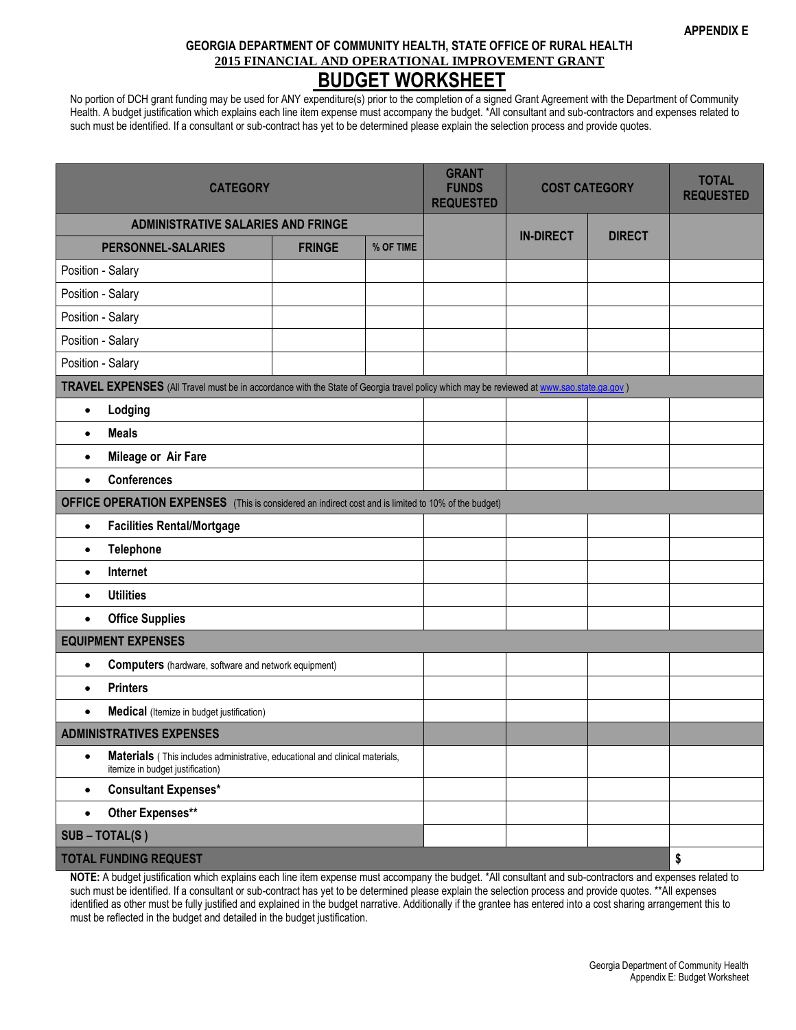**APPENDIX E**

**GEORGIA DEPARTMENT OF COMMUNITY HEALTH, STATE OFFICE OF RURAL HEALTH**

**2015 FINANCIAL AND OPERATIONAL IMPROVEMENT GRANT**

# BUDGET WORKSHEET

No portion of DCH grant funding may be used for ANY expenditure(s) prior to the completion of a signed Grant Agreement with the Department of Community Health. A budget justification which explains each line item expense must accompany the budget. *All consultant and sub-contractors and expenses related to such must be identified. If a consultant or sub-contract has yet to be determined please explain the selection process and provide quotes.

| CATEGORY | | | GRANT FUNDS REQUESTED | COST CATEGORY | | TOTAL REQUESTED |
|---|---|---|---|---|---|---|
| **ADMINISTRATIVE SALARIES AND FRINGE** | | | | **IN-DIRECT** | **DIRECT** | |
| **PERSONNEL-SALARIES** | **FRINGE** | **% OF TIME** | | | | |
| Position - Salary | | | | | | |
| Position - Salary | | | | | | |
| Position - Salary | | | | | | |
| Position - Salary | | | | | | |
| Position - Salary | | | | | | |
| **TRAVEL EXPENSES** (All Travel must be in accordance with the State of Georgia travel policy which may be reviewed at www.sao.state.ga.gov ) | | | | | | |
| • **Lodging** | | | | | | |
| • **Meals** | | | | | | |
| • **Mileage or Air Fare** | | | | | | |
| • **Conferences** | | | | | | |
| **OFFICE OPERATION EXPENSES** (This is considered an indirect cost and is limited to 10% of the budget) | | | | | | |
| • **Facilities Rental/Mortgage** | | | | | | |
| • **Telephone** | | | | | | |
| • **Internet** | | | | | | |
| • **Utilities** | | | | | | |
| • **Office Supplies** | | | | | | |
| **EQUIPMENT EXPENSES** | | | | | | |
| • **Computers** (hardware, software and network equipment) | | | | | | |
| • **Printers** | | | | | | |
| • **Medical** (Itemize in budget justification) | | | | | | |
| **ADMINISTRATIVES EXPENSES** | | | | | | |
| • **Materials** ( This includes administrative, educational and clinical materials, itemize in budget justification) | | | | | | |
| • **Consultant Expenses*** | | | | | | |
| • **Other Expenses**** | | | | | | |
| **SUB – TOTAL(S )** | | | | | | |
| **TOTAL FUNDING REQUEST** | | | | | | **$** |

**NOTE:** A budget justification which explains each line item expense must accompany the budget. *All consultant and sub-contractors and expenses related to such must be identified. If a consultant or sub-contract has yet to be determined please explain the selection process and provide quotes. **All expenses identified as other must be fully justified and explained in the budget narrative. Additionally if the grantee has entered into a cost sharing arrangement this to must be reflected in the budget and detailed in the budget justification.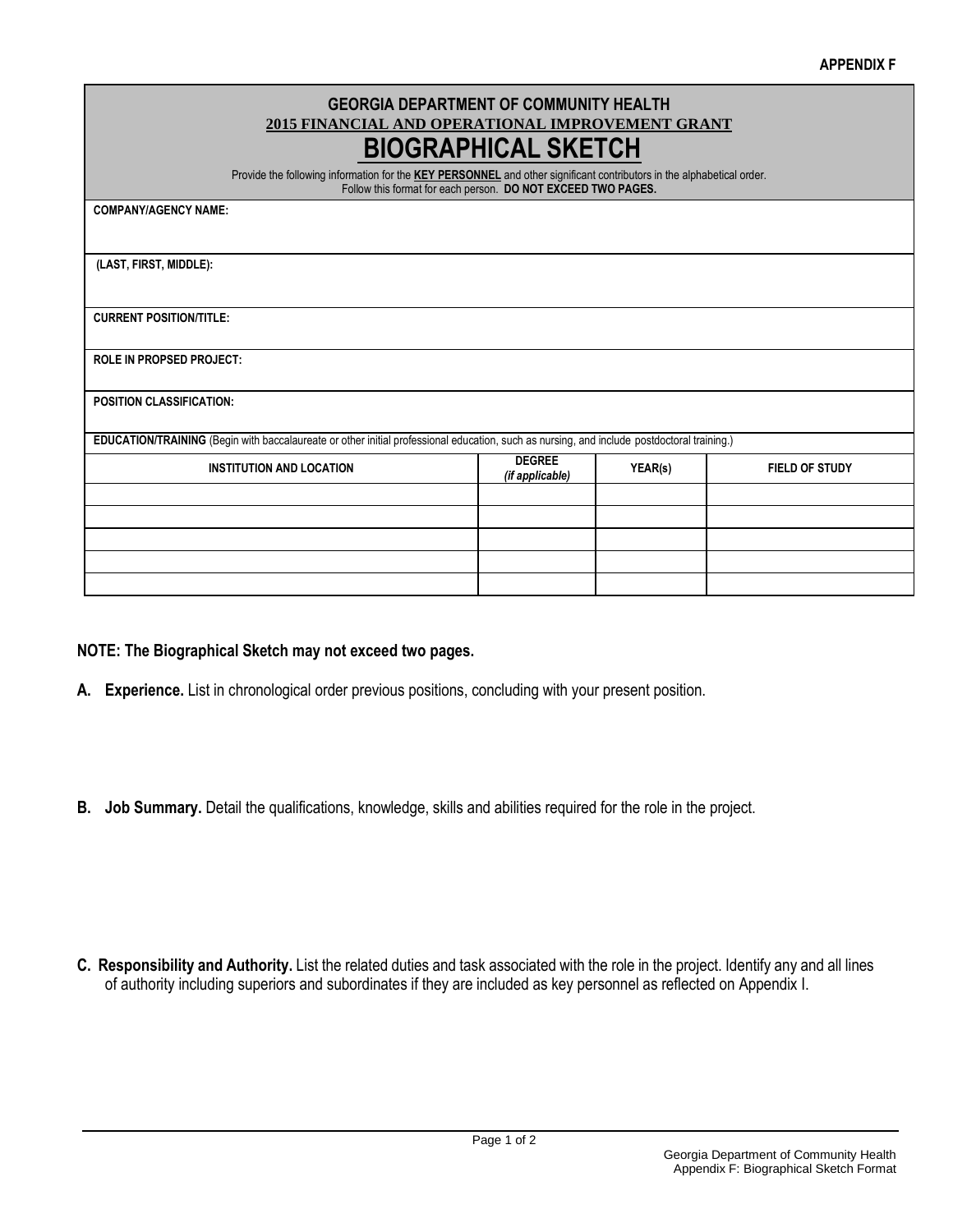**APPENDIX F**

**GEORGIA DEPARTMENT OF COMMUNITY HEALTH**

**2015 FINANCIAL AND OPERATIONAL IMPROVEMENT GRANT**

# BIOGRAPHICAL SKETCH

Provide the following information for the **KEY PERSONNEL** and other significant contributors in the alphabetical order. Follow this format for each person. **DO NOT EXCEED TWO PAGES.**

**COMPANY/AGENCY NAME:**

**(LAST, FIRST, MIDDLE):**

**CURRENT POSITION/TITLE:**

**ROLE IN PROPSED PROJECT:**

**POSITION CLASSIFICATION:**

**EDUCATION/TRAINING** (Begin with baccalaureate or other initial professional education, such as nursing, and include postdoctoral training.)

| INSTITUTION AND LOCATION | DEGREE *(if applicable)* | YEAR(s) | FIELD OF STUDY |
|---|---|---|---|
| | | | |
| | | | |
| | | | |
| | | | |
| | | | |

**NOTE: The Biographical Sketch may not exceed two pages.**

**A. Experience.** List in chronological order previous positions, concluding with your present position.

**B. Job Summary.** Detail the qualifications, knowledge, skills and abilities required for the role in the project.

**C. Responsibility and Authority.** List the related duties and task associated with the role in the project. Identify any and all lines of authority including superiors and subordinates if they are included as key personnel as reflected on Appendix I.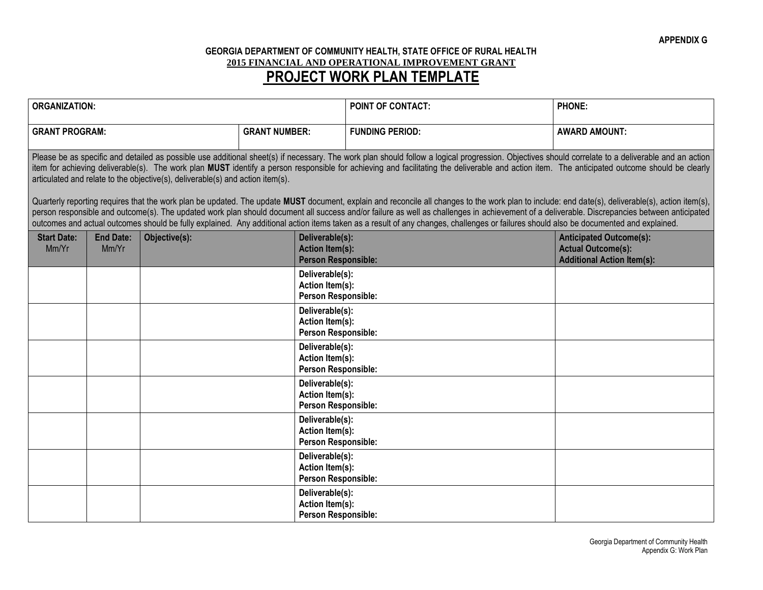**APPENDIX G**

**GEORGIA DEPARTMENT OF COMMUNITY HEALTH, STATE OFFICE OF RURAL HEALTH**

**2015 FINANCIAL AND OPERATIONAL IMPROVEMENT GRANT**

# PROJECT WORK PLAN TEMPLATE

| **ORGANIZATION:** | | **POINT OF CONTACT:** | **PHONE:** |
|---|---|---|---|
| **GRANT PROGRAM:** | **GRANT NUMBER:** | **FUNDING PERIOD:** | **AWARD AMOUNT:** |

Please be as specific and detailed as possible use additional sheet(s) if necessary. The work plan should follow a logical progression. Objectives should correlate to a deliverable and an action item for achieving deliverable(s). The work plan **MUST** identify a person responsible for achieving and facilitating the deliverable and action item. The anticipated outcome should be clearly articulated and relate to the objective(s), deliverable(s) and action item(s).

Quarterly reporting requires that the work plan be updated. The update **MUST** document, explain and reconcile all changes to the work plan to include: end date(s), deliverable(s), action item(s), person responsible and outcome(s). The updated work plan should document all success and/or failure as well as challenges in achievement of a deliverable. Discrepancies between anticipated outcomes and actual outcomes should be fully explained. Any additional action items taken as a result of any changes, challenges or failures should also be documented and explained.

| **Start Date:** Mm/Yr | **End Date:** Mm/Yr | **Objective(s):** | **Deliverable(s):** **Action Item(s):** **Person Responsible:** | **Anticipated Outcome(s):** **Actual Outcome(s):** **Additional Action Item(s):** |
|---|---|---|---|---|
| | | | **Deliverable(s):** **Action Item(s):** **Person Responsible:** | |
| | | | **Deliverable(s):** **Action Item(s):** **Person Responsible:** | |
| | | | **Deliverable(s):** **Action Item(s):** **Person Responsible:** | |
| | | | **Deliverable(s):** **Action Item(s):** **Person Responsible:** | |
| | | | **Deliverable(s):** **Action Item(s):** **Person Responsible:** | |
| | | | **Deliverable(s):** **Action Item(s):** **Person Responsible:** | |
| | | | **Deliverable(s):** **Action Item(s):** **Person Responsible:** | |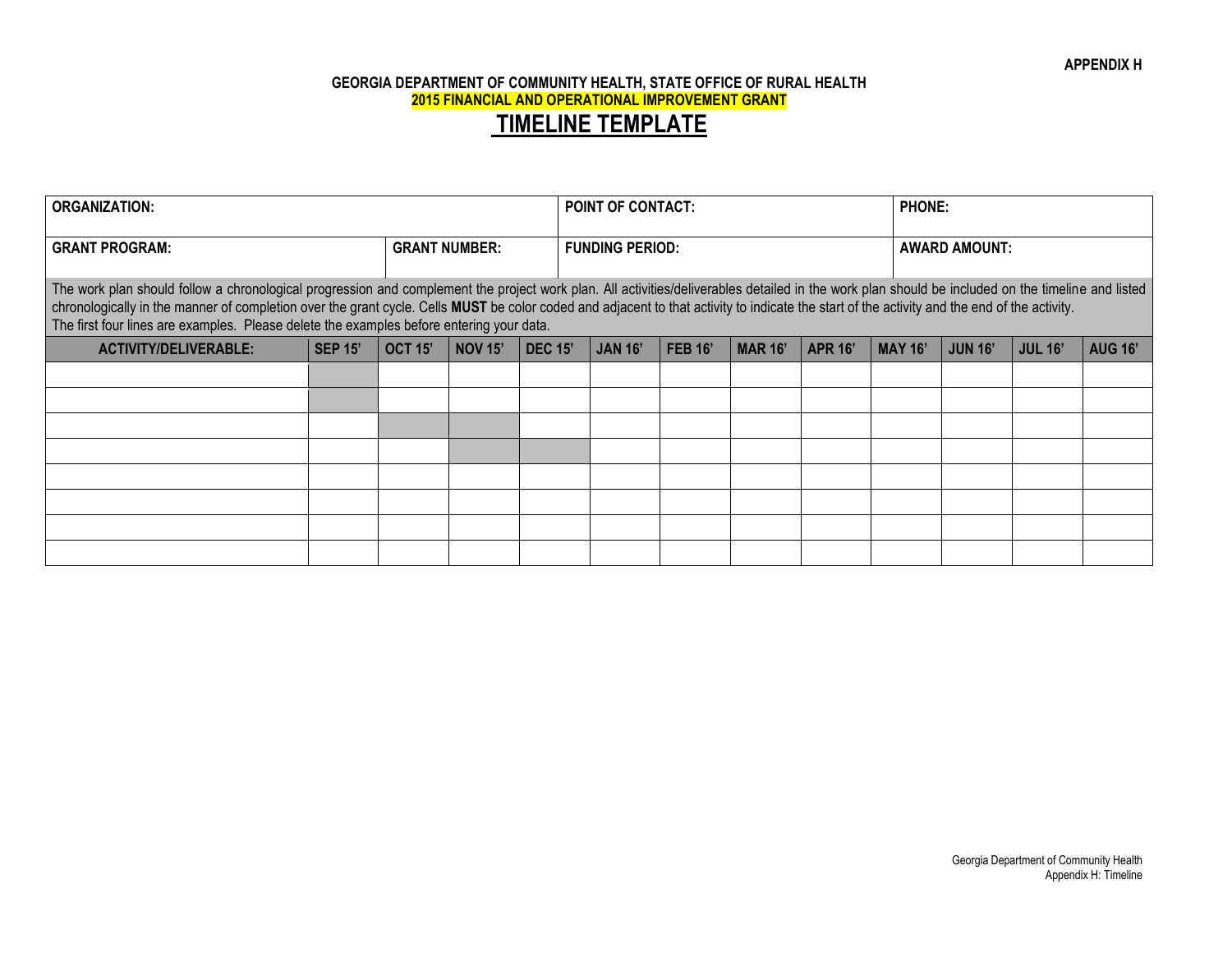**APPENDIX H**

**GEORGIA DEPARTMENT OF COMMUNITY HEALTH, STATE OFFICE OF RURAL HEALTH**

**2015 FINANCIAL AND OPERATIONAL IMPROVEMENT GRANT**

# TIMELINE TEMPLATE

| **ORGANIZATION:** | | **POINT OF CONTACT:** | **PHONE:** |
|---|---|---|---|
| **GRANT PROGRAM:** | **GRANT NUMBER:** | **FUNDING PERIOD:** | **AWARD AMOUNT:** |

The work plan should follow a chronological progression and complement the project work plan. All activities/deliverables detailed in the work plan should be included on the timeline and listed chronologically in the manner of completion over the grant cycle. Cells **MUST** be color coded and adjacent to that activity to indicate the start of the activity and the end of the activity.
The first four lines are examples. Please delete the examples before entering your data.

| ACTIVITY/DELIVERABLE: | SEP 15' | OCT 15' | NOV 15' | DEC 15' | JAN 16' | FEB 16' | MAR 16' | APR 16' | MAY 16' | JUN 16' | JUL 16' | AUG 16' |
|---|---|---|---|---|---|---|---|---|---|---|---|---|
| | | | | | | | | | | | | |
| | | | | | | | | | | | | |
| | | | | | | | | | | | | |
| | | | | | | | | | | | | |
| | | | | | | | | | | | | |
| | | | | | | | | | | | | |
| | | | | | | | | | | | | |
| | | | | | | | | | | | | |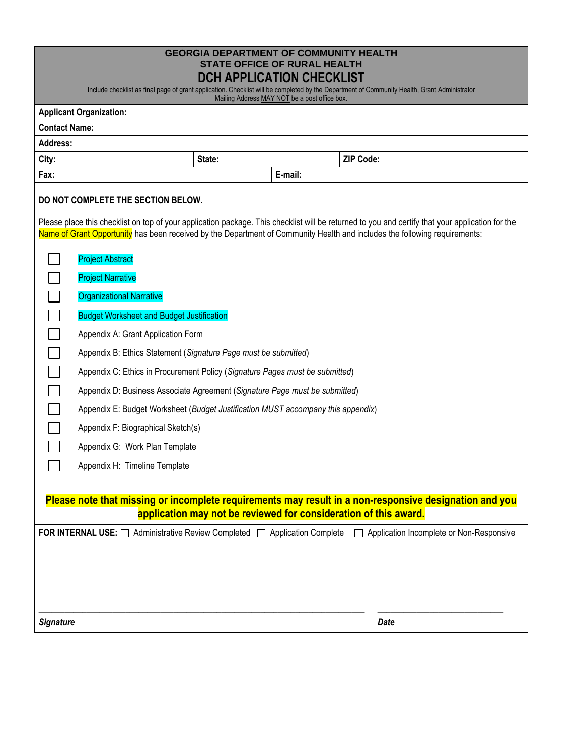# GEORGIA DEPARTMENT OF COMMUNITY HEALTH
## STATE OFFICE OF RURAL HEALTH
## DCH APPLICATION CHECKLIST

Include checklist as final page of grant application. Checklist will be completed by the Department of Community Health, Grant Administrator
Mailing Address MAY NOT be a post office box.

| | | |
|---|---|---|
| **Applicant Organization:** | | |
| **Contact Name:** | | |
| **Address:** | | |
| **City:** | **State:** | **ZIP Code:** |
| **Fax:** | **E-mail:** | |

**DO NOT COMPLETE THE SECTION BELOW.**

Please place this checklist on top of your application package. This checklist will be returned to you and certify that your application for the Name of Grant Opportunity has been received by the Department of Community Health and includes the following requirements:

- ☐ Project Abstract
- ☐ Project Narrative
- ☐ Organizational Narrative
- ☐ Budget Worksheet and Budget Justification
- ☐ Appendix A: Grant Application Form
- ☐ Appendix B: Ethics Statement (*Signature Page must be submitted*)
- ☐ Appendix C: Ethics in Procurement Policy (*Signature Pages must be submitted*)
- ☐ Appendix D: Business Associate Agreement (*Signature Page must be submitted*)
- ☐ Appendix E: Budget Worksheet (*Budget Justification MUST accompany this appendix*)
- ☐ Appendix F: Biographical Sketch(s)
- ☐ Appendix G: Work Plan Template
- ☐ Appendix H: Timeline Template

**Please note that missing or incomplete requirements may result in a non-responsive designation and you application may not be reviewed for consideration of this award.**

**FOR INTERNAL USE:** ☐ Administrative Review Completed ☐ Application Complete ☐ Application Incomplete or Non-Responsive

______________________________________ ______________________

***Signature*** ***Date***